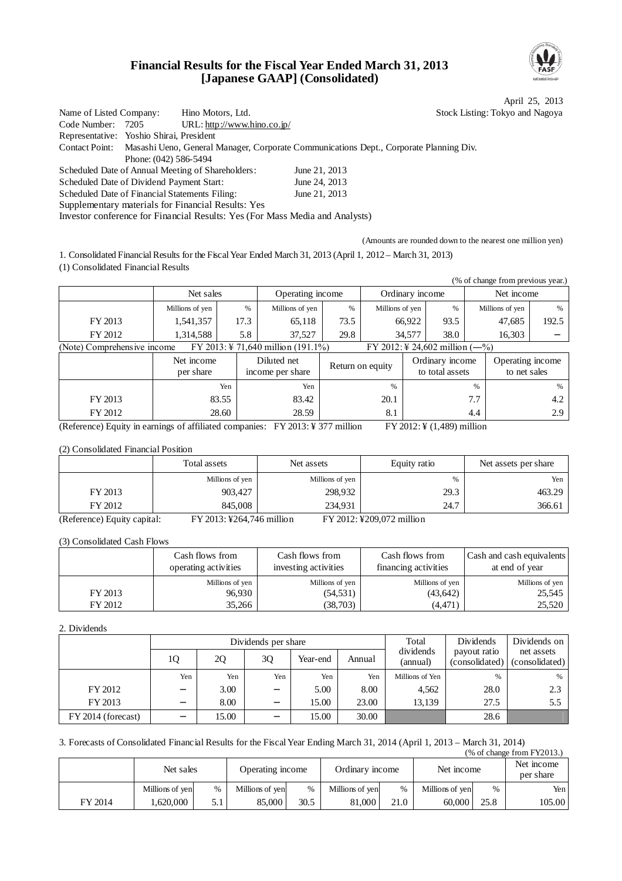# Financial Results for the Fiscal Year Ended March 31, 2013
# [Japanese GAAP] (Consolidated)

April 25, 2013

Name of Listed Company: Hino Motors, Ltd. Stock Listing: Tokyo and Nagoya
Code Number: 7205 URL: http://www.hino.co.jp/
Representative: Yoshio Shirai, President
Contact Point: Masashi Ueno, General Manager, Corporate Communications Dept., Corporate Planning Div.
Phone: (042) 586-5494
Scheduled Date of Annual Meeting of Shareholders: June 21, 2013
Scheduled Date of Dividend Payment Start: June 24, 2013
Scheduled Date of Financial Statements Filing: June 21, 2013
Supplementary materials for Financial Results: Yes
Investor conference for Financial Results: Yes (For Mass Media and Analysts)

(Amounts are rounded down to the nearest one million yen)

1. Consolidated Financial Results for the Fiscal Year Ended March 31, 2013 (April 1, 2012 – March 31, 2013)

(1) Consolidated Financial Results

(% of change from previous year.)

| | Net sales | | Operating income | | Ordinary income | | Net income | |
|---|---|---|---|---|---|---|---|---|
| | Millions of yen | % | Millions of yen | % | Millions of yen | % | Millions of yen | % |
| FY 2013 | 1,541,357 | 17.3 | 65,118 | 73.5 | 66,922 | 93.5 | 47,685 | 192.5 |
| FY 2012 | 1,314,588 | 5.8 | 37,527 | 29.8 | 34,577 | 38.0 | 16,303 | − |

(Note) Comprehensive income FY 2013: ¥ 71,640 million (191.1%) FY 2012: ¥ 24,602 million (—%)

| | Net income per share | Diluted net income per share | Return on equity | Ordinary income to total assets | Operating income to net sales |
|---|---|---|---|---|---|
| | Yen | Yen | % | % | % |
| FY 2013 | 83.55 | 83.42 | 20.1 | 7.7 | 4.2 |
| FY 2012 | 28.60 | 28.59 | 8.1 | 4.4 | 2.9 |

(Reference) Equity in earnings of affiliated companies: FY 2013: ¥ 377 million FY 2012: ¥ (1,489) million

(2) Consolidated Financial Position

| | Total assets | Net assets | Equity ratio | Net assets per share |
|---|---|---|---|---|
| | Millions of yen | Millions of yen | % | Yen |
| FY 2013 | 903,427 | 298,932 | 29.3 | 463.29 |
| FY 2012 | 845,008 | 234,931 | 24.7 | 366.61 |

(Reference) Equity capital: FY 2013: ¥264,746 million FY 2012: ¥209,072 million

(3) Consolidated Cash Flows

| | Cash flows from operating activities | Cash flows from investing activities | Cash flows from financing activities | Cash and cash equivalents at end of year |
|---|---|---|---|---|
| | Millions of yen | Millions of yen | Millions of yen | Millions of yen |
| FY 2013 | 96,930 | (54,531) | (43,642) | 25,545 |
| FY 2012 | 35,266 | (38,703) | (4,471) | 25,520 |

2. Dividends

| | Dividends per share | | | | | Total dividends (annual) | Dividends payout ratio (consolidated) | Dividends on net assets (consolidated) |
|---|---|---|---|---|---|---|---|---|
| | 1Q | 2Q | 3Q | Year-end | Annual | | | |
| | Yen | Yen | Yen | Yen | Yen | Millions of Yen | % | % |
| FY 2012 | − | 3.00 | − | 5.00 | 8.00 | 4,562 | 28.0 | 2.3 |
| FY 2013 | − | 8.00 | − | 15.00 | 23.00 | 13,139 | 27.5 | 5.5 |
| FY 2014 (forecast) | − | 15.00 | − | 15.00 | 30.00 | | 28.6 | |

3. Forecasts of Consolidated Financial Results for the Fiscal Year Ending March 31, 2014 (April 1, 2013 – March 31, 2014)

(% of change from FY2013.)

| | Net sales | | Operating income | | Ordinary income | | Net income | | Net income per share |
|---|---|---|---|---|---|---|---|---|---|
| | Millions of yen | % | Millions of yen | % | Millions of yen | % | Millions of yen | % | Yen |
| FY 2014 | 1,620,000 | 5.1 | 85,000 | 30.5 | 81,000 | 21.0 | 60,000 | 25.8 | 105.00 |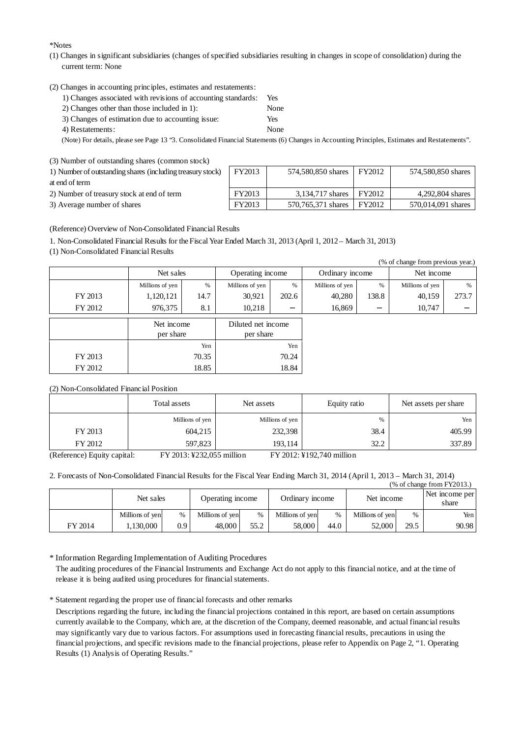*Notes

(1) Changes in significant subsidiaries (changes of specified subsidiaries resulting in changes in scope of consolidation) during the current term: None

(2) Changes in accounting principles, estimates and restatements:

1) Changes associated with revisions of accounting standards: Yes
2) Changes other than those included in 1): None
3) Changes of estimation due to accounting issue: Yes
4) Restatements: None

(Note) For details, please see Page 13 "3. Consolidated Financial Statements (6) Changes in Accounting Principles, Estimates and Restatements".

(3) Number of outstanding shares (common stock)

| | | | | |
|---|---|---|---|---|
| 1) Number of outstanding shares (including treasury stock) at end of term | FY2013 | 574,580,850 shares | FY2012 | 574,580,850 shares |
| 2) Number of treasury stock at end of term | FY2013 | 3,134,717 shares | FY2012 | 4,292,804 shares |
| 3) Average number of shares | FY2013 | 570,765,371 shares | FY2012 | 570,014,091 shares |

(Reference) Overview of Non-Consolidated Financial Results

1. Non-Consolidated Financial Results for the Fiscal Year Ended March 31, 2013 (April 1, 2012 – March 31, 2013)

(1) Non-Consolidated Financial Results

(% of change from previous year.)

| | Net sales | | Operating income | | Ordinary income | | Net income | |
|---|---|---|---|---|---|---|---|---|
| | Millions of yen | % | Millions of yen | % | Millions of yen | % | Millions of yen | % |
| FY 2013 | 1,120,121 | 14.7 | 30,921 | 202.6 | 40,280 | 138.8 | 40,159 | 273.7 |
| FY 2012 | 976,375 | 8.1 | 10,218 | − | 16,869 | − | 10,747 | − |

| | Net income per share | Diluted net income per share |
|---|---|---|
| | Yen | Yen |
| FY 2013 | 70.35 | 70.24 |
| FY 2012 | 18.85 | 18.84 |

(2) Non-Consolidated Financial Position

| | Total assets | Net assets | Equity ratio | Net assets per share |
|---|---|---|---|---|
| | Millions of yen | Millions of yen | % | Yen |
| FY 2013 | 604,215 | 232,398 | 38.4 | 405.99 |
| FY 2012 | 597,823 | 193,114 | 32.2 | 337.89 |

(Reference) Equity capital: FY 2013: ¥232,055 million FY 2012: ¥192,740 million

2. Forecasts of Non-Consolidated Financial Results for the Fiscal Year Ending March 31, 2014 (April 1, 2013 – March 31, 2014)

(% of change from FY2013.)

| | Net sales | | Operating income | | Ordinary income | | Net income | | Net income per share |
|---|---|---|---|---|---|---|---|---|---|
| | Millions of yen | % | Millions of yen | % | Millions of yen | % | Millions of yen | % | Yen |
| FY 2014 | 1,130,000 | 0.9 | 48,000 | 55.2 | 58,000 | 44.0 | 52,000 | 29.5 | 90.98 |

\* Information Regarding Implementation of Auditing Procedures

The auditing procedures of the Financial Instruments and Exchange Act do not apply to this financial notice, and at the time of release it is being audited using procedures for financial statements.

\* Statement regarding the proper use of financial forecasts and other remarks

Descriptions regarding the future, including the financial projections contained in this report, are based on certain assumptions currently available to the Company, which are, at the discretion of the Company, deemed reasonable, and actual financial results may significantly vary due to various factors. For assumptions used in forecasting financial results, precautions in using the financial projections, and specific revisions made to the financial projections, please refer to Appendix on Page 2, "1. Operating Results (1) Analysis of Operating Results."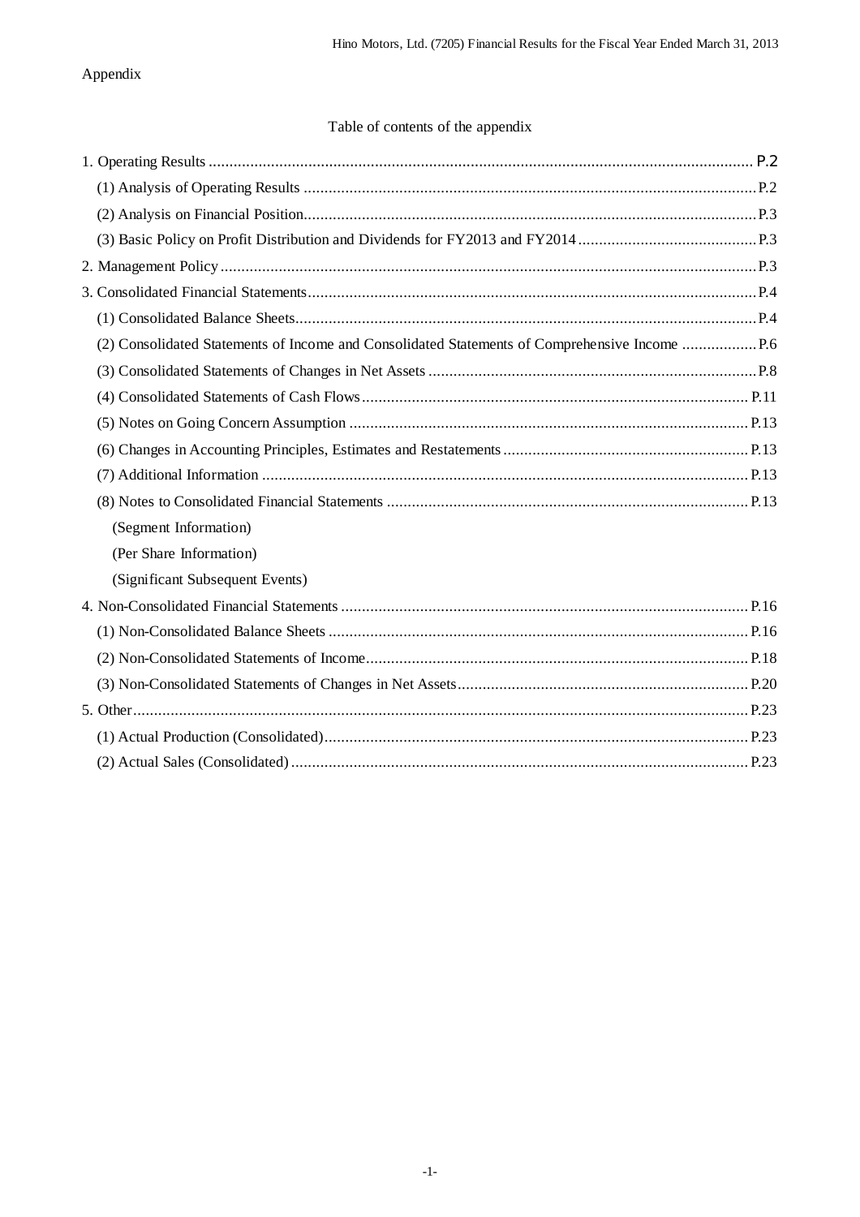Appendix

## Table of contents of the appendix

1. Operating Results .......... P.2
   - (1) Analysis of Operating Results .......... P.2
   - (2) Analysis on Financial Position .......... P.3
   - (3) Basic Policy on Profit Distribution and Dividends for FY2013 and FY2014 .......... P.3
2. Management Policy .......... P.3
3. Consolidated Financial Statements .......... P.4
   - (1) Consolidated Balance Sheets .......... P.4
   - (2) Consolidated Statements of Income and Consolidated Statements of Comprehensive Income .......... P.6
   - (3) Consolidated Statements of Changes in Net Assets .......... P.8
   - (4) Consolidated Statements of Cash Flows .......... P.11
   - (5) Notes on Going Concern Assumption .......... P.13
   - (6) Changes in Accounting Principles, Estimates and Restatements .......... P.13
   - (7) Additional Information .......... P.13
   - (8) Notes to Consolidated Financial Statements .......... P.13
     - (Segment Information)
     - (Per Share Information)
     - (Significant Subsequent Events)
4. Non-Consolidated Financial Statements .......... P.16
   - (1) Non-Consolidated Balance Sheets .......... P.16
   - (2) Non-Consolidated Statements of Income .......... P.18
   - (3) Non-Consolidated Statements of Changes in Net Assets .......... P.20
5. Other .......... P.23
   - (1) Actual Production (Consolidated) .......... P.23
   - (2) Actual Sales (Consolidated) .......... P.23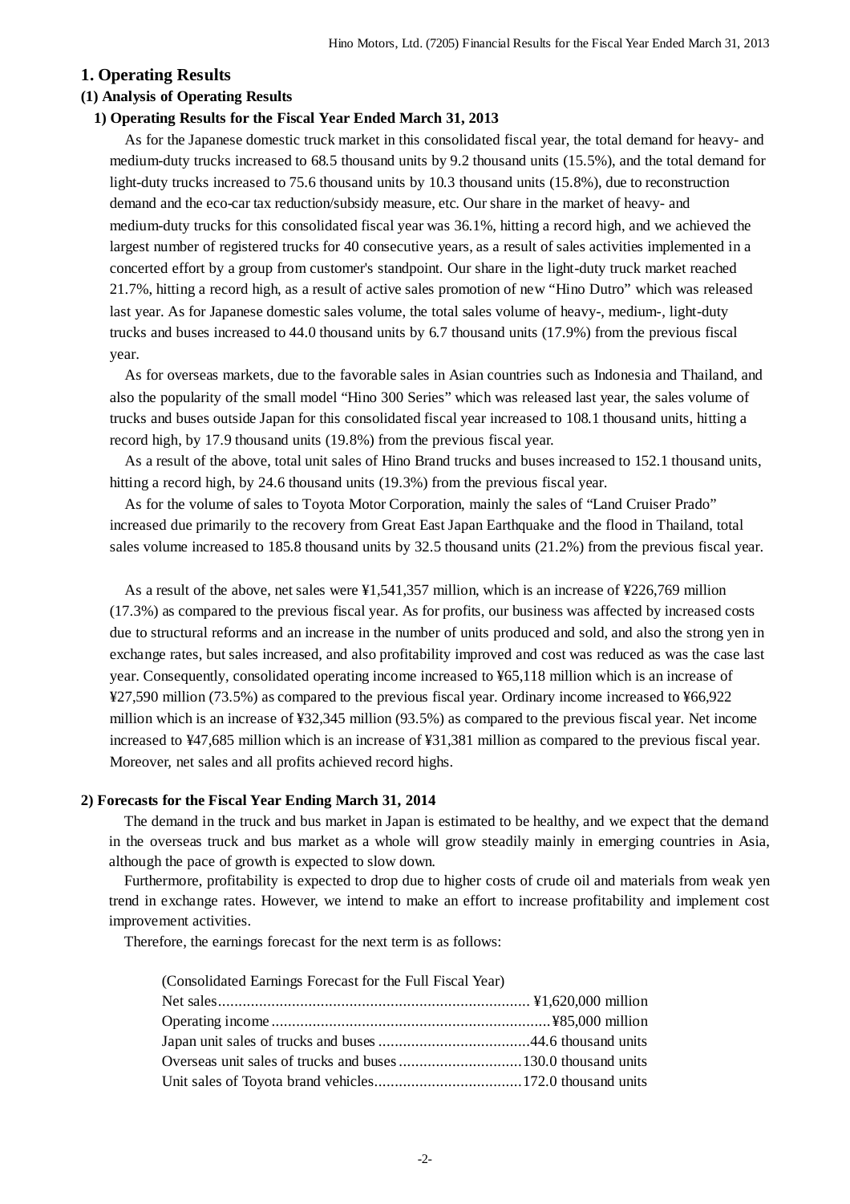# 1. Operating Results

## (1) Analysis of Operating Results

### 1) Operating Results for the Fiscal Year Ended March 31, 2013

As for the Japanese domestic truck market in this consolidated fiscal year, the total demand for heavy- and medium-duty trucks increased to 68.5 thousand units by 9.2 thousand units (15.5%), and the total demand for light-duty trucks increased to 75.6 thousand units by 10.3 thousand units (15.8%), due to reconstruction demand and the eco-car tax reduction/subsidy measure, etc. Our share in the market of heavy- and medium-duty trucks for this consolidated fiscal year was 36.1%, hitting a record high, and we achieved the largest number of registered trucks for 40 consecutive years, as a result of sales activities implemented in a concerted effort by a group from customer's standpoint. Our share in the light-duty truck market reached 21.7%, hitting a record high, as a result of active sales promotion of new "Hino Dutro" which was released last year. As for Japanese domestic sales volume, the total sales volume of heavy-, medium-, light-duty trucks and buses increased to 44.0 thousand units by 6.7 thousand units (17.9%) from the previous fiscal year.

As for overseas markets, due to the favorable sales in Asian countries such as Indonesia and Thailand, and also the popularity of the small model "Hino 300 Series" which was released last year, the sales volume of trucks and buses outside Japan for this consolidated fiscal year increased to 108.1 thousand units, hitting a record high, by 17.9 thousand units (19.8%) from the previous fiscal year.

As a result of the above, total unit sales of Hino Brand trucks and buses increased to 152.1 thousand units, hitting a record high, by 24.6 thousand units (19.3%) from the previous fiscal year.

As for the volume of sales to Toyota Motor Corporation, mainly the sales of "Land Cruiser Prado" increased due primarily to the recovery from Great East Japan Earthquake and the flood in Thailand, total sales volume increased to 185.8 thousand units by 32.5 thousand units (21.2%) from the previous fiscal year.

As a result of the above, net sales were ¥1,541,357 million, which is an increase of ¥226,769 million (17.3%) as compared to the previous fiscal year. As for profits, our business was affected by increased costs due to structural reforms and an increase in the number of units produced and sold, and also the strong yen in exchange rates, but sales increased, and also profitability improved and cost was reduced as was the case last year. Consequently, consolidated operating income increased to ¥65,118 million which is an increase of ¥27,590 million (73.5%) as compared to the previous fiscal year. Ordinary income increased to ¥66,922 million which is an increase of ¥32,345 million (93.5%) as compared to the previous fiscal year. Net income increased to ¥47,685 million which is an increase of ¥31,381 million as compared to the previous fiscal year. Moreover, net sales and all profits achieved record highs.

### 2) Forecasts for the Fiscal Year Ending March 31, 2014

The demand in the truck and bus market in Japan is estimated to be healthy, and we expect that the demand in the overseas truck and bus market as a whole will grow steadily mainly in emerging countries in Asia, although the pace of growth is expected to slow down.

Furthermore, profitability is expected to drop due to higher costs of crude oil and materials from weak yen trend in exchange rates. However, we intend to make an effort to increase profitability and implement cost improvement activities.

Therefore, the earnings forecast for the next term is as follows:

(Consolidated Earnings Forecast for the Full Fiscal Year)

Net sales........................................................................... ¥1,620,000 million
Operating income.................................................................... ¥85,000 million
Japan unit sales of trucks and buses ..................................... 44.6 thousand units
Overseas unit sales of trucks and buses .............................. 130.0 thousand units
Unit sales of Toyota brand vehicles.................................... 172.0 thousand units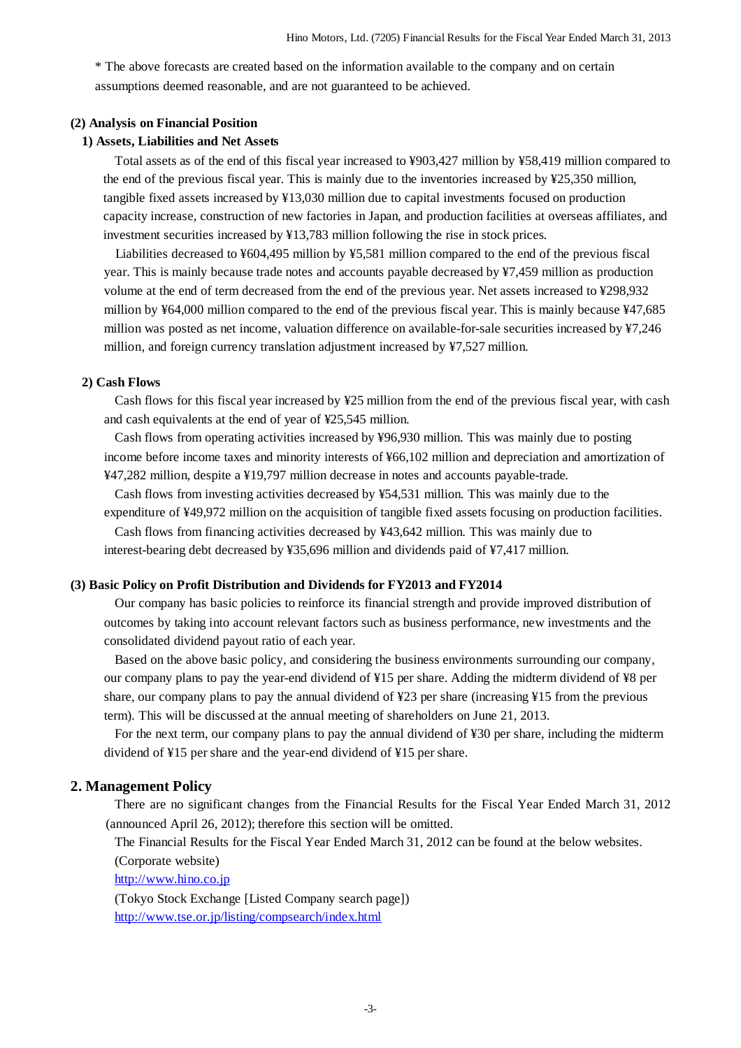* The above forecasts are created based on the information available to the company and on certain assumptions deemed reasonable, and are not guaranteed to be achieved.

### (2) Analysis on Financial Position

#### 1) Assets, Liabilities and Net Assets

Total assets as of the end of this fiscal year increased to ¥903,427 million by ¥58,419 million compared to the end of the previous fiscal year. This is mainly due to the inventories increased by ¥25,350 million, tangible fixed assets increased by ¥13,030 million due to capital investments focused on production capacity increase, construction of new factories in Japan, and production facilities at overseas affiliates, and investment securities increased by ¥13,783 million following the rise in stock prices.

Liabilities decreased to ¥604,495 million by ¥5,581 million compared to the end of the previous fiscal year. This is mainly because trade notes and accounts payable decreased by ¥7,459 million as production volume at the end of term decreased from the end of the previous year. Net assets increased to ¥298,932 million by ¥64,000 million compared to the end of the previous fiscal year. This is mainly because ¥47,685 million was posted as net income, valuation difference on available-for-sale securities increased by ¥7,246 million, and foreign currency translation adjustment increased by ¥7,527 million.

#### 2) Cash Flows

Cash flows for this fiscal year increased by ¥25 million from the end of the previous fiscal year, with cash and cash equivalents at the end of year of ¥25,545 million.

Cash flows from operating activities increased by ¥96,930 million. This was mainly due to posting income before income taxes and minority interests of ¥66,102 million and depreciation and amortization of ¥47,282 million, despite a ¥19,797 million decrease in notes and accounts payable-trade.

Cash flows from investing activities decreased by ¥54,531 million. This was mainly due to the expenditure of ¥49,972 million on the acquisition of tangible fixed assets focusing on production facilities.

Cash flows from financing activities decreased by ¥43,642 million. This was mainly due to interest-bearing debt decreased by ¥35,696 million and dividends paid of ¥7,417 million.

### (3) Basic Policy on Profit Distribution and Dividends for FY2013 and FY2014

Our company has basic policies to reinforce its financial strength and provide improved distribution of outcomes by taking into account relevant factors such as business performance, new investments and the consolidated dividend payout ratio of each year.

Based on the above basic policy, and considering the business environments surrounding our company, our company plans to pay the year-end dividend of ¥15 per share. Adding the midterm dividend of ¥8 per share, our company plans to pay the annual dividend of ¥23 per share (increasing ¥15 from the previous term). This will be discussed at the annual meeting of shareholders on June 21, 2013.

For the next term, our company plans to pay the annual dividend of ¥30 per share, including the midterm dividend of ¥15 per share and the year-end dividend of ¥15 per share.

## 2. Management Policy

There are no significant changes from the Financial Results for the Fiscal Year Ended March 31, 2012 (announced April 26, 2012); therefore this section will be omitted.

The Financial Results for the Fiscal Year Ended March 31, 2012 can be found at the below websites.

(Corporate website)

http://www.hino.co.jp

(Tokyo Stock Exchange [Listed Company search page])

http://www.tse.or.jp/listing/compsearch/index.html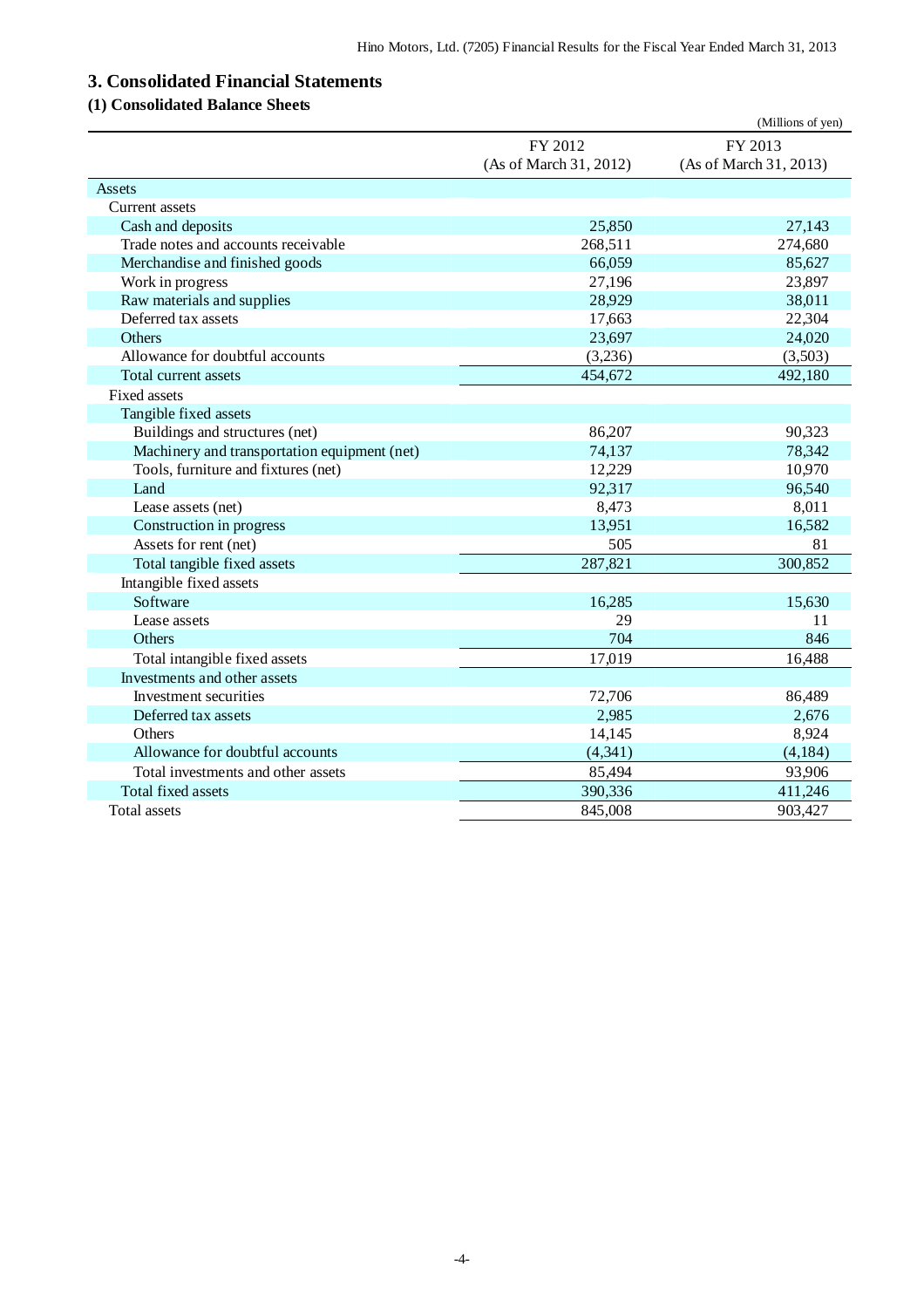## 3. Consolidated Financial Statements

### (1) Consolidated Balance Sheets

(Millions of yen)

| | FY 2012 (As of March 31, 2012) | FY 2013 (As of March 31, 2013) |
|---|---|---|
| Assets | | |
| Current assets | | |
| Cash and deposits | 25,850 | 27,143 |
| Trade notes and accounts receivable | 268,511 | 274,680 |
| Merchandise and finished goods | 66,059 | 85,627 |
| Work in progress | 27,196 | 23,897 |
| Raw materials and supplies | 28,929 | 38,011 |
| Deferred tax assets | 17,663 | 22,304 |
| Others | 23,697 | 24,020 |
| Allowance for doubtful accounts | (3,236) | (3,503) |
| Total current assets | 454,672 | 492,180 |
| Fixed assets | | |
| Tangible fixed assets | | |
| Buildings and structures (net) | 86,207 | 90,323 |
| Machinery and transportation equipment (net) | 74,137 | 78,342 |
| Tools, furniture and fixtures (net) | 12,229 | 10,970 |
| Land | 92,317 | 96,540 |
| Lease assets (net) | 8,473 | 8,011 |
| Construction in progress | 13,951 | 16,582 |
| Assets for rent (net) | 505 | 81 |
| Total tangible fixed assets | 287,821 | 300,852 |
| Intangible fixed assets | | |
| Software | 16,285 | 15,630 |
| Lease assets | 29 | 11 |
| Others | 704 | 846 |
| Total intangible fixed assets | 17,019 | 16,488 |
| Investments and other assets | | |
| Investment securities | 72,706 | 86,489 |
| Deferred tax assets | 2,985 | 2,676 |
| Others | 14,145 | 8,924 |
| Allowance for doubtful accounts | (4,341) | (4,184) |
| Total investments and other assets | 85,494 | 93,906 |
| Total fixed assets | 390,336 | 411,246 |
| Total assets | 845,008 | 903,427 |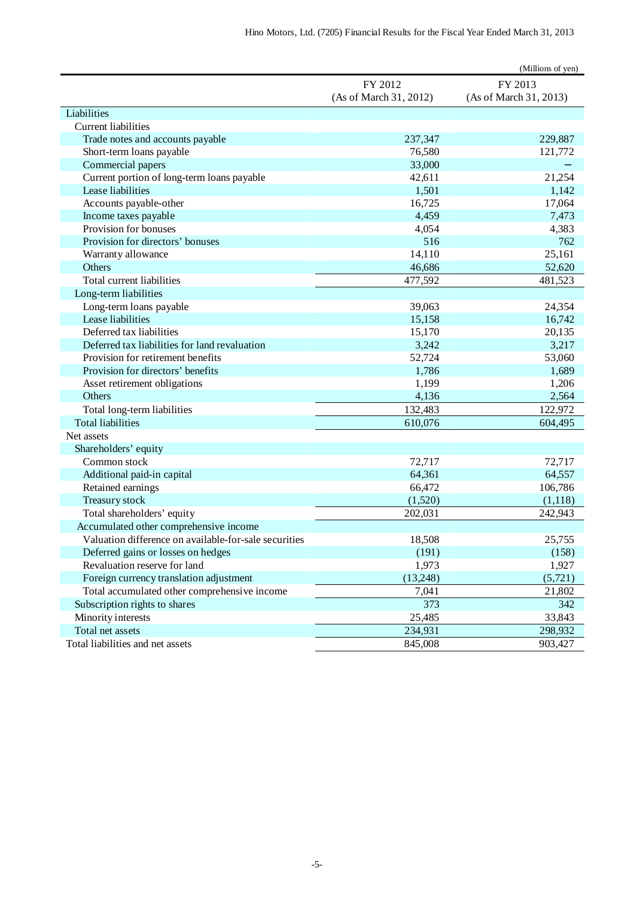(Millions of yen)

| | FY 2012 (As of March 31, 2012) | FY 2013 (As of March 31, 2013) |
|---|---|---|
| Liabilities | | |
| Current liabilities | | |
| Trade notes and accounts payable | 237,347 | 229,887 |
| Short-term loans payable | 76,580 | 121,772 |
| Commercial papers | 33,000 | − |
| Current portion of long-term loans payable | 42,611 | 21,254 |
| Lease liabilities | 1,501 | 1,142 |
| Accounts payable-other | 16,725 | 17,064 |
| Income taxes payable | 4,459 | 7,473 |
| Provision for bonuses | 4,054 | 4,383 |
| Provision for directors' bonuses | 516 | 762 |
| Warranty allowance | 14,110 | 25,161 |
| Others | 46,686 | 52,620 |
| Total current liabilities | 477,592 | 481,523 |
| Long-term liabilities | | |
| Long-term loans payable | 39,063 | 24,354 |
| Lease liabilities | 15,158 | 16,742 |
| Deferred tax liabilities | 15,170 | 20,135 |
| Deferred tax liabilities for land revaluation | 3,242 | 3,217 |
| Provision for retirement benefits | 52,724 | 53,060 |
| Provision for directors' benefits | 1,786 | 1,689 |
| Asset retirement obligations | 1,199 | 1,206 |
| Others | 4,136 | 2,564 |
| Total long-term liabilities | 132,483 | 122,972 |
| Total liabilities | 610,076 | 604,495 |
| Net assets | | |
| Shareholders' equity | | |
| Common stock | 72,717 | 72,717 |
| Additional paid-in capital | 64,361 | 64,557 |
| Retained earnings | 66,472 | 106,786 |
| Treasury stock | (1,520) | (1,118) |
| Total shareholders' equity | 202,031 | 242,943 |
| Accumulated other comprehensive income | | |
| Valuation difference on available-for-sale securities | 18,508 | 25,755 |
| Deferred gains or losses on hedges | (191) | (158) |
| Revaluation reserve for land | 1,973 | 1,927 |
| Foreign currency translation adjustment | (13,248) | (5,721) |
| Total accumulated other comprehensive income | 7,041 | 21,802 |
| Subscription rights to shares | 373 | 342 |
| Minority interests | 25,485 | 33,843 |
| Total net assets | 234,931 | 298,932 |
| Total liabilities and net assets | 845,008 | 903,427 |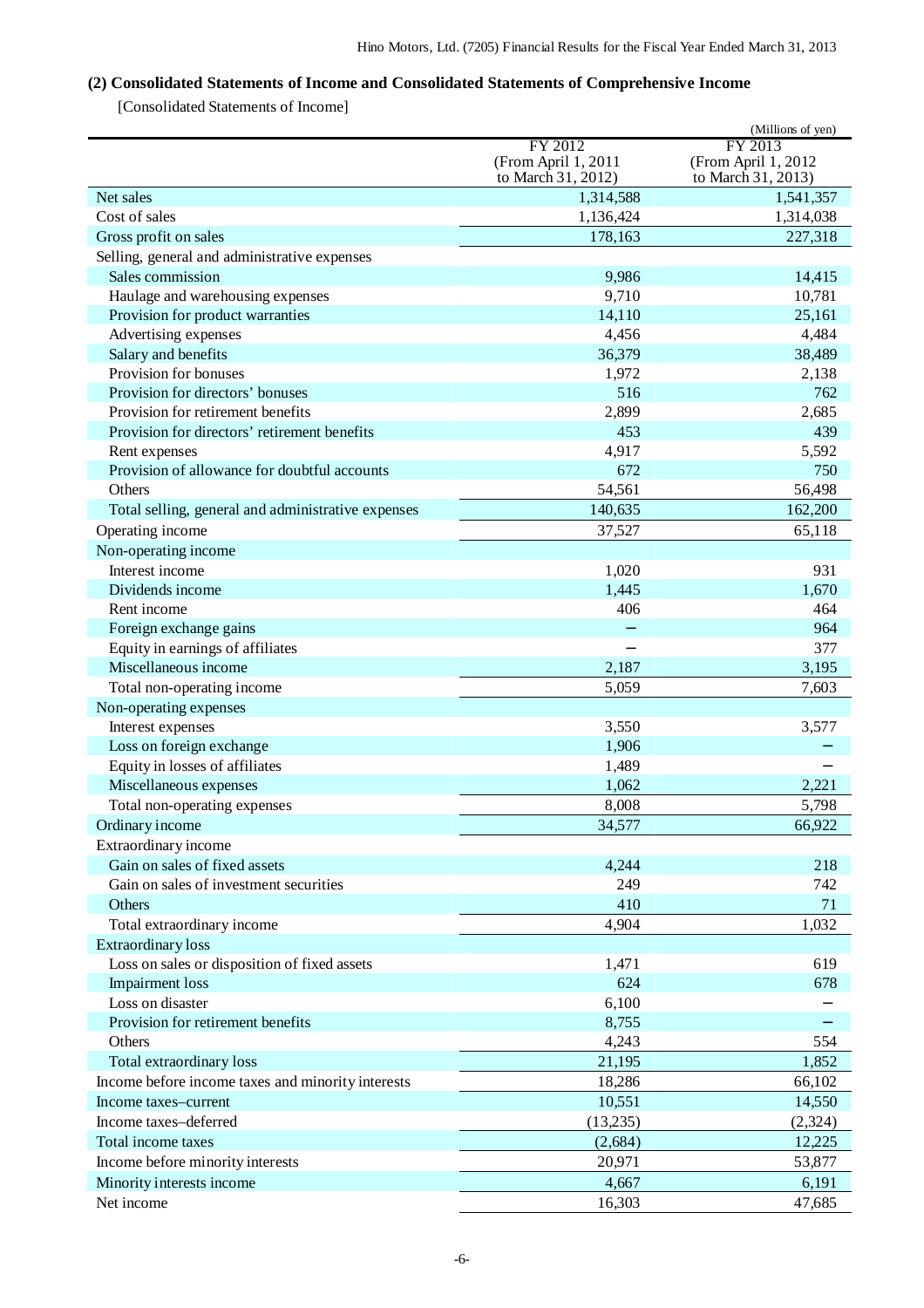## (2) Consolidated Statements of Income and Consolidated Statements of Comprehensive Income

[Consolidated Statements of Income]

(Millions of yen)

| | FY 2012 (From April 1, 2011 to March 31, 2012) | FY 2013 (From April 1, 2012 to March 31, 2013) |
|---|---|---|
| Net sales | 1,314,588 | 1,541,357 |
| Cost of sales | 1,136,424 | 1,314,038 |
| Gross profit on sales | 178,163 | 227,318 |
| Selling, general and administrative expenses | | |
| Sales commission | 9,986 | 14,415 |
| Haulage and warehousing expenses | 9,710 | 10,781 |
| Provision for product warranties | 14,110 | 25,161 |
| Advertising expenses | 4,456 | 4,484 |
| Salary and benefits | 36,379 | 38,489 |
| Provision for bonuses | 1,972 | 2,138 |
| Provision for directors' bonuses | 516 | 762 |
| Provision for retirement benefits | 2,899 | 2,685 |
| Provision for directors' retirement benefits | 453 | 439 |
| Rent expenses | 4,917 | 5,592 |
| Provision of allowance for doubtful accounts | 672 | 750 |
| Others | 54,561 | 56,498 |
| Total selling, general and administrative expenses | 140,635 | 162,200 |
| Operating income | 37,527 | 65,118 |
| Non-operating income | | |
| Interest income | 1,020 | 931 |
| Dividends income | 1,445 | 1,670 |
| Rent income | 406 | 464 |
| Foreign exchange gains | − | 964 |
| Equity in earnings of affiliates | − | 377 |
| Miscellaneous income | 2,187 | 3,195 |
| Total non-operating income | 5,059 | 7,603 |
| Non-operating expenses | | |
| Interest expenses | 3,550 | 3,577 |
| Loss on foreign exchange | 1,906 | − |
| Equity in losses of affiliates | 1,489 | − |
| Miscellaneous expenses | 1,062 | 2,221 |
| Total non-operating expenses | 8,008 | 5,798 |
| Ordinary income | 34,577 | 66,922 |
| Extraordinary income | | |
| Gain on sales of fixed assets | 4,244 | 218 |
| Gain on sales of investment securities | 249 | 742 |
| Others | 410 | 71 |
| Total extraordinary income | 4,904 | 1,032 |
| Extraordinary loss | | |
| Loss on sales or disposition of fixed assets | 1,471 | 619 |
| Impairment loss | 624 | 678 |
| Loss on disaster | 6,100 | − |
| Provision for retirement benefits | 8,755 | − |
| Others | 4,243 | 554 |
| Total extraordinary loss | 21,195 | 1,852 |
| Income before income taxes and minority interests | 18,286 | 66,102 |
| Income taxes–current | 10,551 | 14,550 |
| Income taxes–deferred | (13,235) | (2,324) |
| Total income taxes | (2,684) | 12,225 |
| Income before minority interests | 20,971 | 53,877 |
| Minority interests income | 4,667 | 6,191 |
| Net income | 16,303 | 47,685 |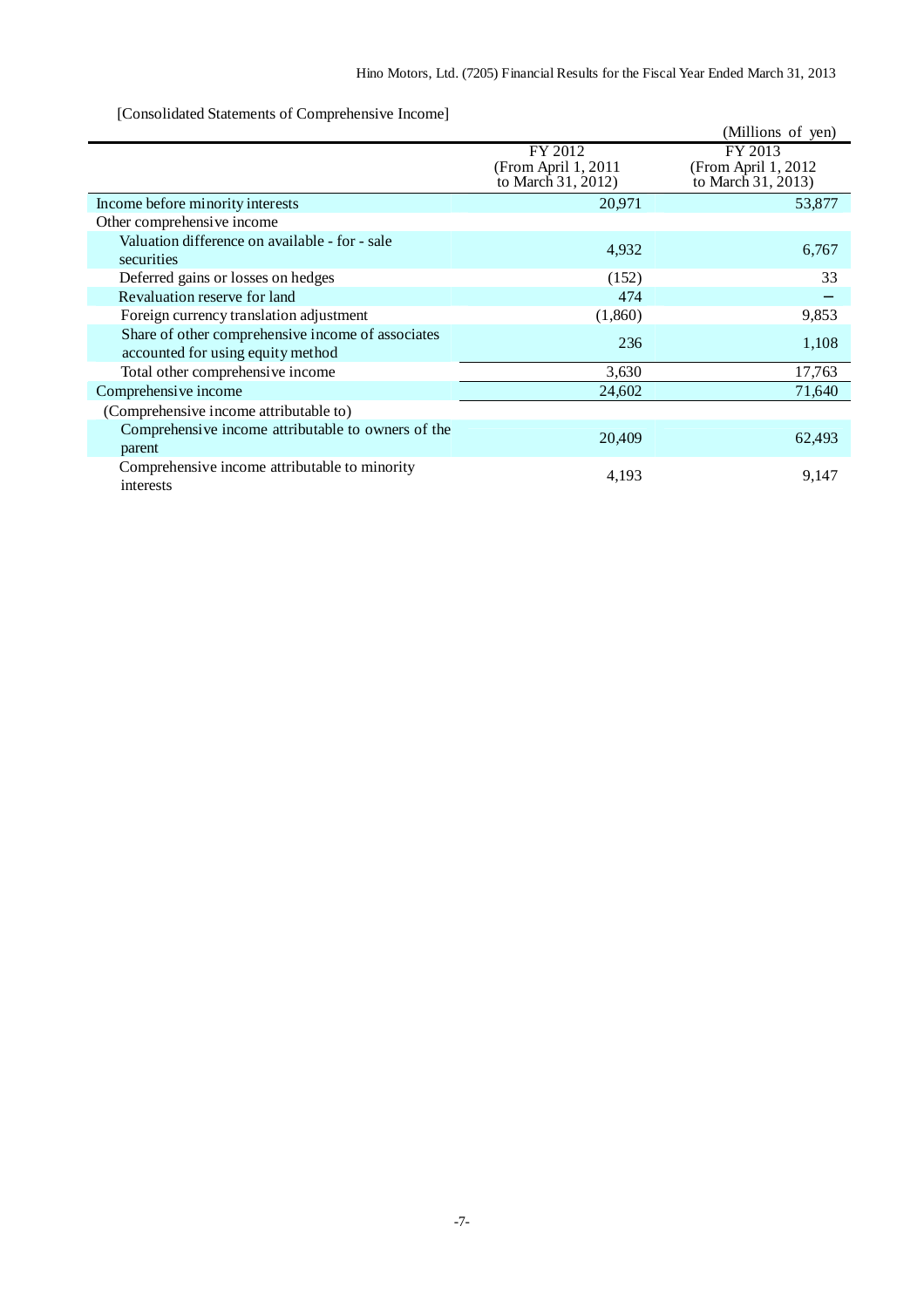[Consolidated Statements of Comprehensive Income]

(Millions of yen)

| | FY 2012 (From April 1, 2011 to March 31, 2012) | FY 2013 (From April 1, 2012 to March 31, 2013) |
|---|---|---|
| Income before minority interests | 20,971 | 53,877 |
| Other comprehensive income | | |
| Valuation difference on available - for - sale securities | 4,932 | 6,767 |
| Deferred gains or losses on hedges | (152) | 33 |
| Revaluation reserve for land | 474 | − |
| Foreign currency translation adjustment | (1,860) | 9,853 |
| Share of other comprehensive income of associates accounted for using equity method | 236 | 1,108 |
| Total other comprehensive income | 3,630 | 17,763 |
| Comprehensive income | 24,602 | 71,640 |
| (Comprehensive income attributable to) | | |
| Comprehensive income attributable to owners of the parent | 20,409 | 62,493 |
| Comprehensive income attributable to minority interests | 4,193 | 9,147 |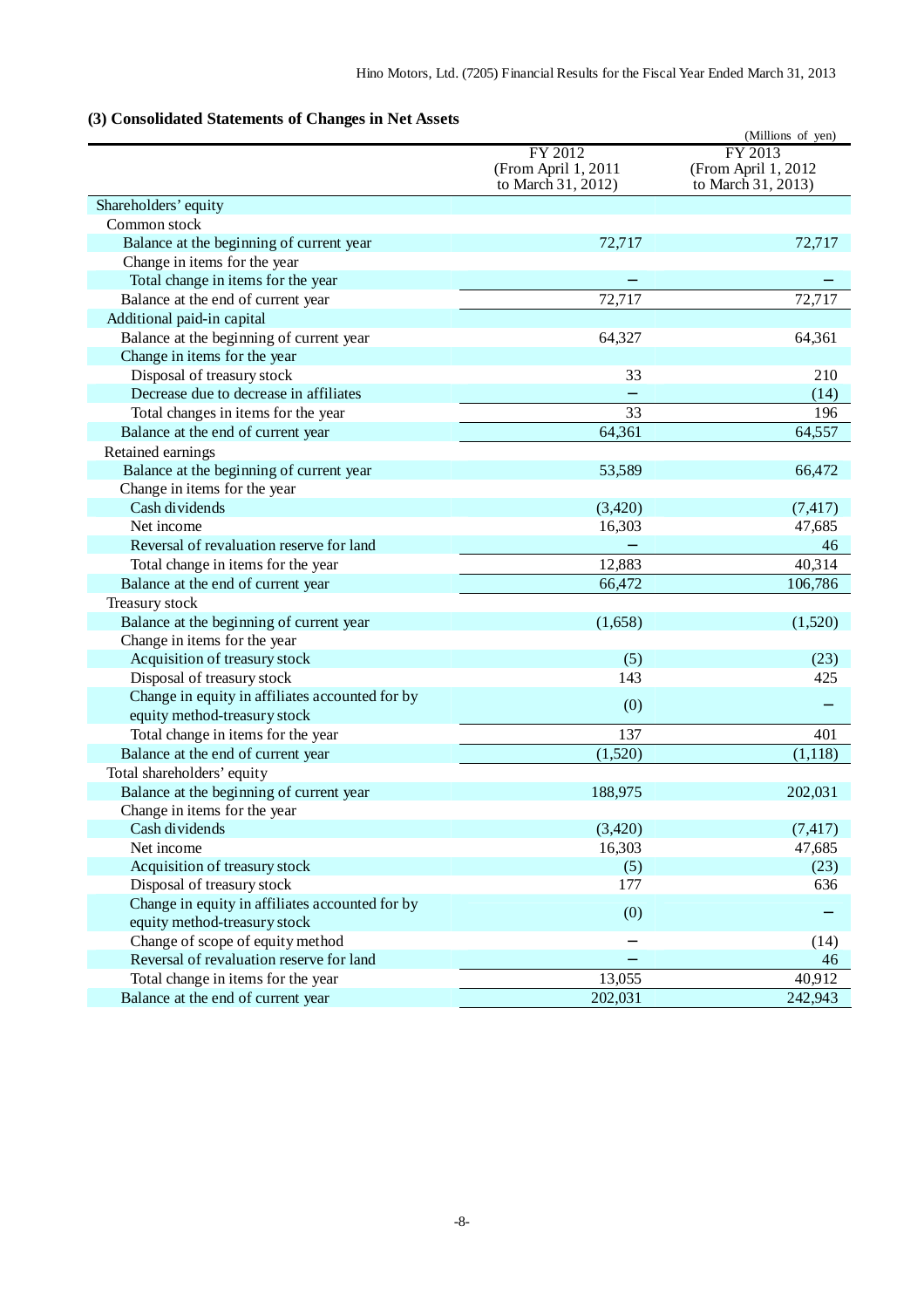### (3) Consolidated Statements of Changes in Net Assets

(Millions of yen)

| | FY 2012 (From April 1, 2011 to March 31, 2012) | FY 2013 (From April 1, 2012 to March 31, 2013) |
|---|---|---|
| Shareholders' equity | | |
| Common stock | | |
| Balance at the beginning of current year | 72,717 | 72,717 |
| Change in items for the year | | |
| Total change in items for the year | － | － |
| Balance at the end of current year | 72,717 | 72,717 |
| Additional paid-in capital | | |
| Balance at the beginning of current year | 64,327 | 64,361 |
| Change in items for the year | | |
| Disposal of treasury stock | 33 | 210 |
| Decrease due to decrease in affiliates | － | (14) |
| Total changes in items for the year | 33 | 196 |
| Balance at the end of current year | 64,361 | 64,557 |
| Retained earnings | | |
| Balance at the beginning of current year | 53,589 | 66,472 |
| Change in items for the year | | |
| Cash dividends | (3,420) | (7,417) |
| Net income | 16,303 | 47,685 |
| Reversal of revaluation reserve for land | － | 46 |
| Total change in items for the year | 12,883 | 40,314 |
| Balance at the end of current year | 66,472 | 106,786 |
| Treasury stock | | |
| Balance at the beginning of current year | (1,658) | (1,520) |
| Change in items for the year | | |
| Acquisition of treasury stock | (5) | (23) |
| Disposal of treasury stock | 143 | 425 |
| Change in equity in affiliates accounted for by equity method-treasury stock | (0) | － |
| Total change in items for the year | 137 | 401 |
| Balance at the end of current year | (1,520) | (1,118) |
| Total shareholders' equity | | |
| Balance at the beginning of current year | 188,975 | 202,031 |
| Change in items for the year | | |
| Cash dividends | (3,420) | (7,417) |
| Net income | 16,303 | 47,685 |
| Acquisition of treasury stock | (5) | (23) |
| Disposal of treasury stock | 177 | 636 |
| Change in equity in affiliates accounted for by equity method-treasury stock | (0) | － |
| Change of scope of equity method | － | (14) |
| Reversal of revaluation reserve for land | － | 46 |
| Total change in items for the year | 13,055 | 40,912 |
| Balance at the end of current year | 202,031 | 242,943 |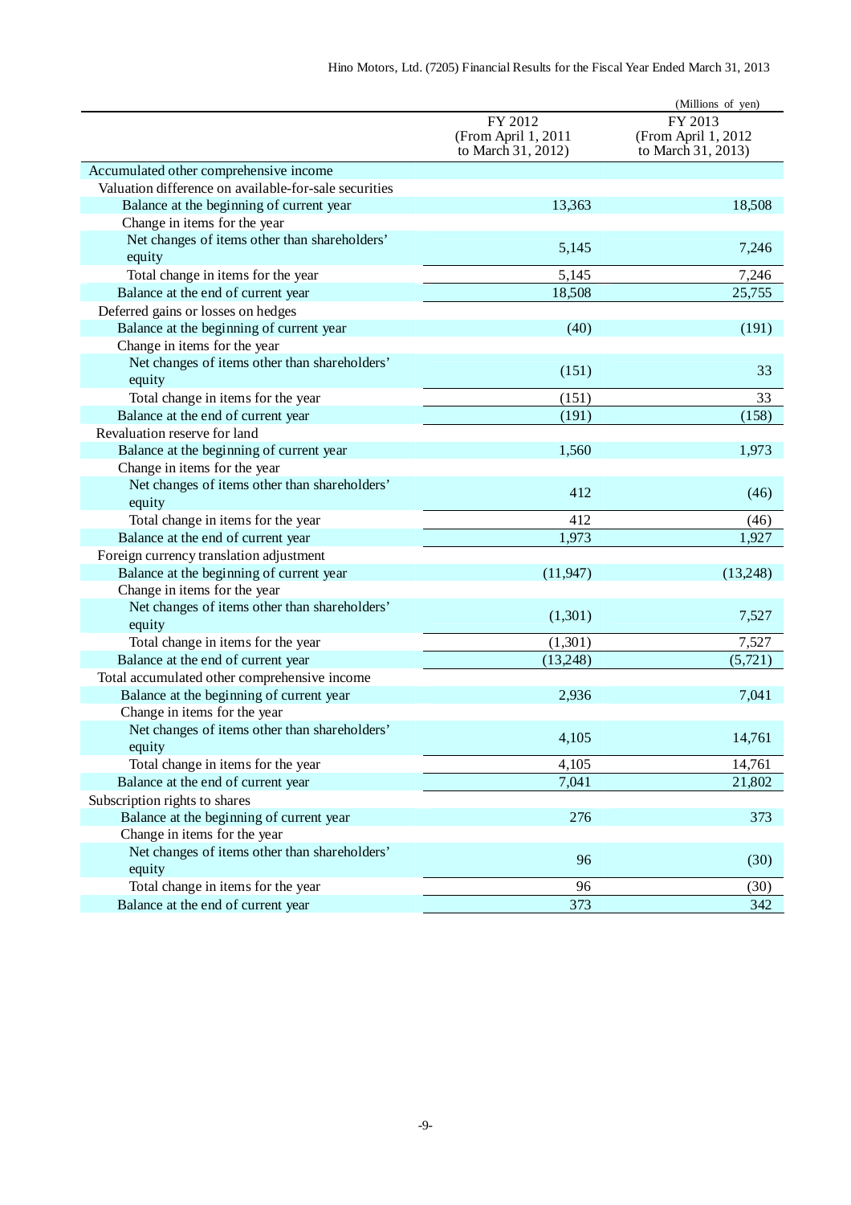(Millions of yen)

| | FY 2012 (From April 1, 2011 to March 31, 2012) | FY 2013 (From April 1, 2012 to March 31, 2013) |
|---|---|---|
| Accumulated other comprehensive income | | |
| Valuation difference on available-for-sale securities | | |
| Balance at the beginning of current year | 13,363 | 18,508 |
| Change in items for the year | | |
| Net changes of items other than shareholders' equity | 5,145 | 7,246 |
| Total change in items for the year | 5,145 | 7,246 |
| Balance at the end of current year | 18,508 | 25,755 |
| Deferred gains or losses on hedges | | |
| Balance at the beginning of current year | (40) | (191) |
| Change in items for the year | | |
| Net changes of items other than shareholders' equity | (151) | 33 |
| Total change in items for the year | (151) | 33 |
| Balance at the end of current year | (191) | (158) |
| Revaluation reserve for land | | |
| Balance at the beginning of current year | 1,560 | 1,973 |
| Change in items for the year | | |
| Net changes of items other than shareholders' equity | 412 | (46) |
| Total change in items for the year | 412 | (46) |
| Balance at the end of current year | 1,973 | 1,927 |
| Foreign currency translation adjustment | | |
| Balance at the beginning of current year | (11,947) | (13,248) |
| Change in items for the year | | |
| Net changes of items other than shareholders' equity | (1,301) | 7,527 |
| Total change in items for the year | (1,301) | 7,527 |
| Balance at the end of current year | (13,248) | (5,721) |
| Total accumulated other comprehensive income | | |
| Balance at the beginning of current year | 2,936 | 7,041 |
| Change in items for the year | | |
| Net changes of items other than shareholders' equity | 4,105 | 14,761 |
| Total change in items for the year | 4,105 | 14,761 |
| Balance at the end of current year | 7,041 | 21,802 |
| Subscription rights to shares | | |
| Balance at the beginning of current year | 276 | 373 |
| Change in items for the year | | |
| Net changes of items other than shareholders' equity | 96 | (30) |
| Total change in items for the year | 96 | (30) |
| Balance at the end of current year | 373 | 342 |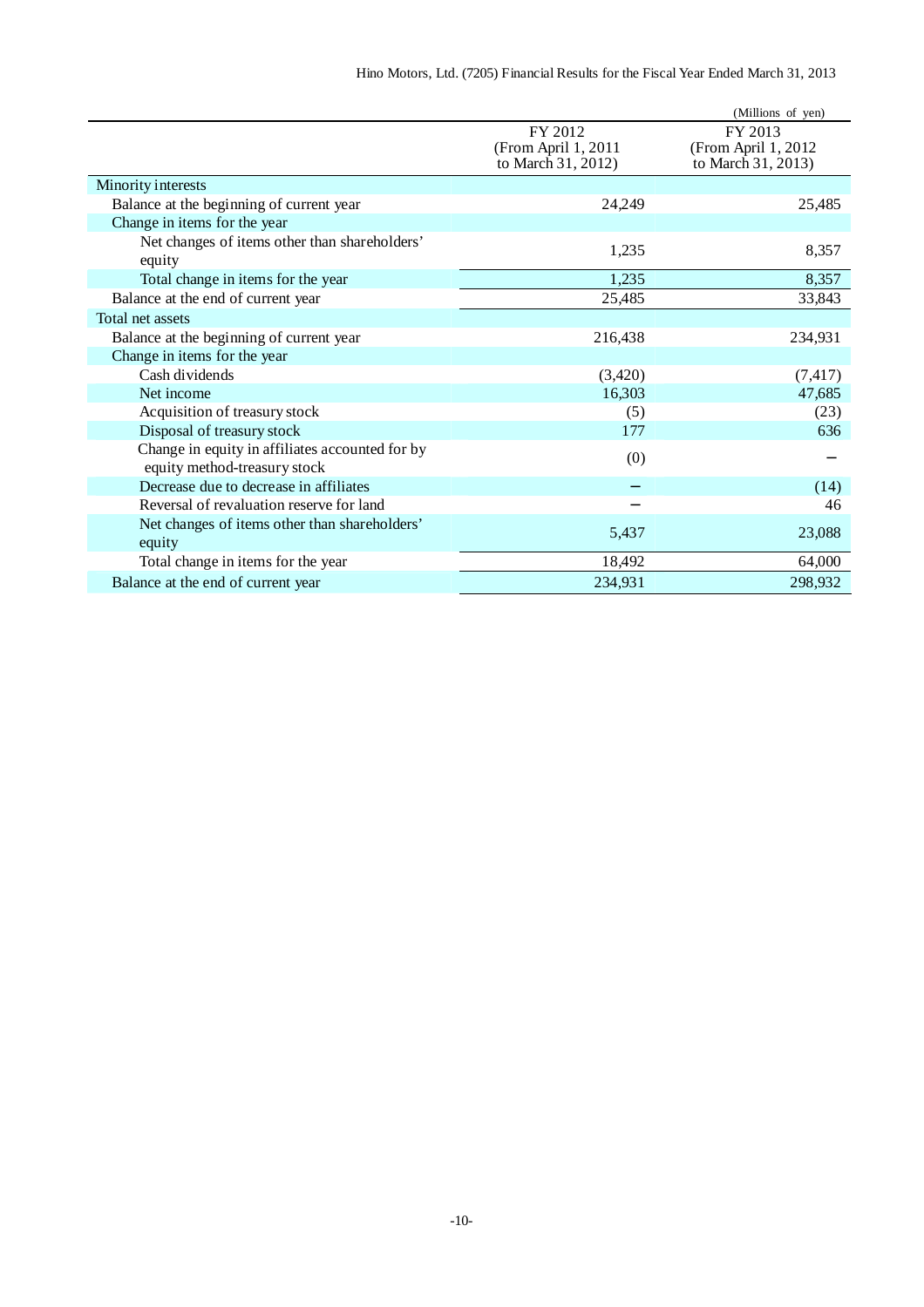(Millions of yen)

| | FY 2012 (From April 1, 2011 to March 31, 2012) | FY 2013 (From April 1, 2012 to March 31, 2013) |
|---|---|---|
| Minority interests | | |
| Balance at the beginning of current year | 24,249 | 25,485 |
| Change in items for the year | | |
| Net changes of items other than shareholders' equity | 1,235 | 8,357 |
| Total change in items for the year | 1,235 | 8,357 |
| Balance at the end of current year | 25,485 | 33,843 |
| Total net assets | | |
| Balance at the beginning of current year | 216,438 | 234,931 |
| Change in items for the year | | |
| Cash dividends | (3,420) | (7,417) |
| Net income | 16,303 | 47,685 |
| Acquisition of treasury stock | (5) | (23) |
| Disposal of treasury stock | 177 | 636 |
| Change in equity in affiliates accounted for by equity method-treasury stock | (0) | − |
| Decrease due to decrease in affiliates | − | (14) |
| Reversal of revaluation reserve for land | − | 46 |
| Net changes of items other than shareholders' equity | 5,437 | 23,088 |
| Total change in items for the year | 18,492 | 64,000 |
| Balance at the end of current year | 234,931 | 298,932 |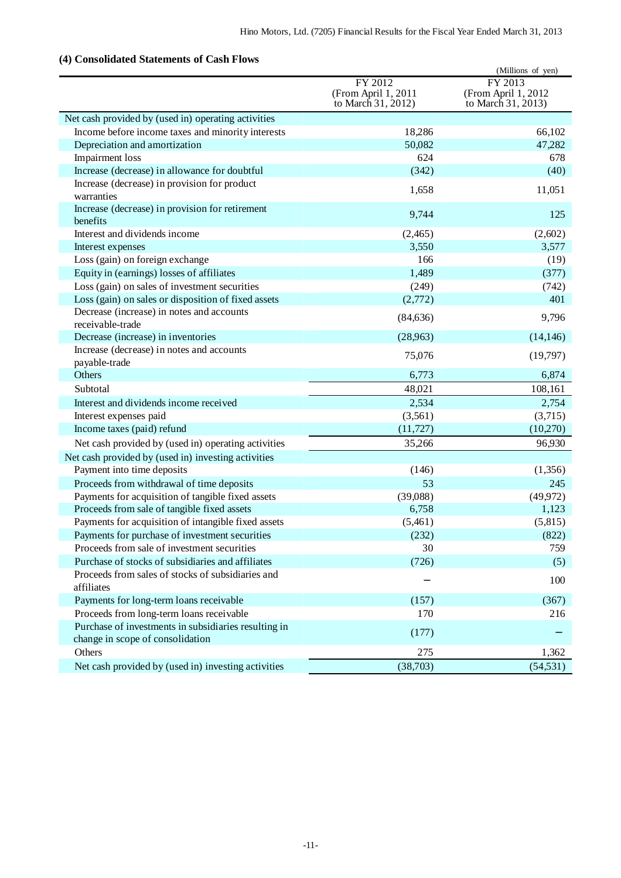## (4) Consolidated Statements of Cash Flows

(Millions of yen)

| | FY 2012 (From April 1, 2011 to March 31, 2012) | FY 2013 (From April 1, 2012 to March 31, 2013) |
|---|---|---|
| Net cash provided by (used in) operating activities | | |
| Income before income taxes and minority interests | 18,286 | 66,102 |
| Depreciation and amortization | 50,082 | 47,282 |
| Impairment loss | 624 | 678 |
| Increase (decrease) in allowance for doubtful | (342) | (40) |
| Increase (decrease) in provision for product warranties | 1,658 | 11,051 |
| Increase (decrease) in provision for retirement benefits | 9,744 | 125 |
| Interest and dividends income | (2,465) | (2,602) |
| Interest expenses | 3,550 | 3,577 |
| Loss (gain) on foreign exchange | 166 | (19) |
| Equity in (earnings) losses of affiliates | 1,489 | (377) |
| Loss (gain) on sales of investment securities | (249) | (742) |
| Loss (gain) on sales or disposition of fixed assets | (2,772) | 401 |
| Decrease (increase) in notes and accounts receivable-trade | (84,636) | 9,796 |
| Decrease (increase) in inventories | (28,963) | (14,146) |
| Increase (decrease) in notes and accounts payable-trade | 75,076 | (19,797) |
| Others | 6,773 | 6,874 |
| Subtotal | 48,021 | 108,161 |
| Interest and dividends income received | 2,534 | 2,754 |
| Interest expenses paid | (3,561) | (3,715) |
| Income taxes (paid) refund | (11,727) | (10,270) |
| Net cash provided by (used in) operating activities | 35,266 | 96,930 |
| Net cash provided by (used in) investing activities | | |
| Payment into time deposits | (146) | (1,356) |
| Proceeds from withdrawal of time deposits | 53 | 245 |
| Payments for acquisition of tangible fixed assets | (39,088) | (49,972) |
| Proceeds from sale of tangible fixed assets | 6,758 | 1,123 |
| Payments for acquisition of intangible fixed assets | (5,461) | (5,815) |
| Payments for purchase of investment securities | (232) | (822) |
| Proceeds from sale of investment securities | 30 | 759 |
| Purchase of stocks of subsidiaries and affiliates | (726) | (5) |
| Proceeds from sales of stocks of subsidiaries and affiliates | – | 100 |
| Payments for long-term loans receivable | (157) | (367) |
| Proceeds from long-term loans receivable | 170 | 216 |
| Purchase of investments in subsidiaries resulting in change in scope of consolidation | (177) | – |
| Others | 275 | 1,362 |
| Net cash provided by (used in) investing activities | (38,703) | (54,531) |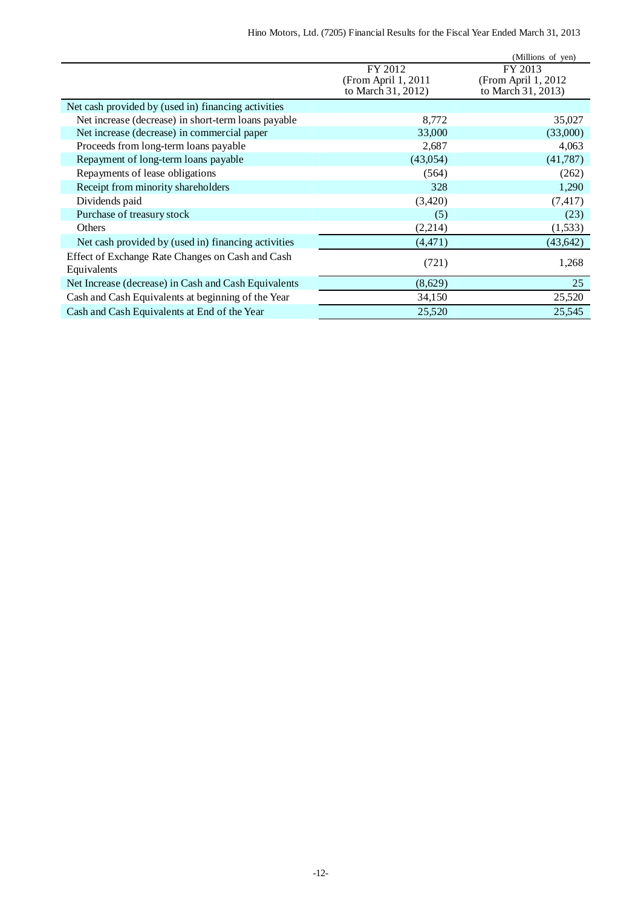(Millions of yen)

| | FY 2012 (From April 1, 2011 to March 31, 2012) | FY 2013 (From April 1, 2012 to March 31, 2013) |
|---|---|---|
| Net cash provided by (used in) financing activities | | |
| Net increase (decrease) in short-term loans payable | 8,772 | 35,027 |
| Net increase (decrease) in commercial paper | 33,000 | (33,000) |
| Proceeds from long-term loans payable | 2,687 | 4,063 |
| Repayment of long-term loans payable | (43,054) | (41,787) |
| Repayments of lease obligations | (564) | (262) |
| Receipt from minority shareholders | 328 | 1,290 |
| Dividends paid | (3,420) | (7,417) |
| Purchase of treasury stock | (5) | (23) |
| Others | (2,214) | (1,533) |
| Net cash provided by (used in) financing activities | (4,471) | (43,642) |
| Effect of Exchange Rate Changes on Cash and Cash Equivalents | (721) | 1,268 |
| Net Increase (decrease) in Cash and Cash Equivalents | (8,629) | 25 |
| Cash and Cash Equivalents at beginning of the Year | 34,150 | 25,520 |
| Cash and Cash Equivalents at End of the Year | 25,520 | 25,545 |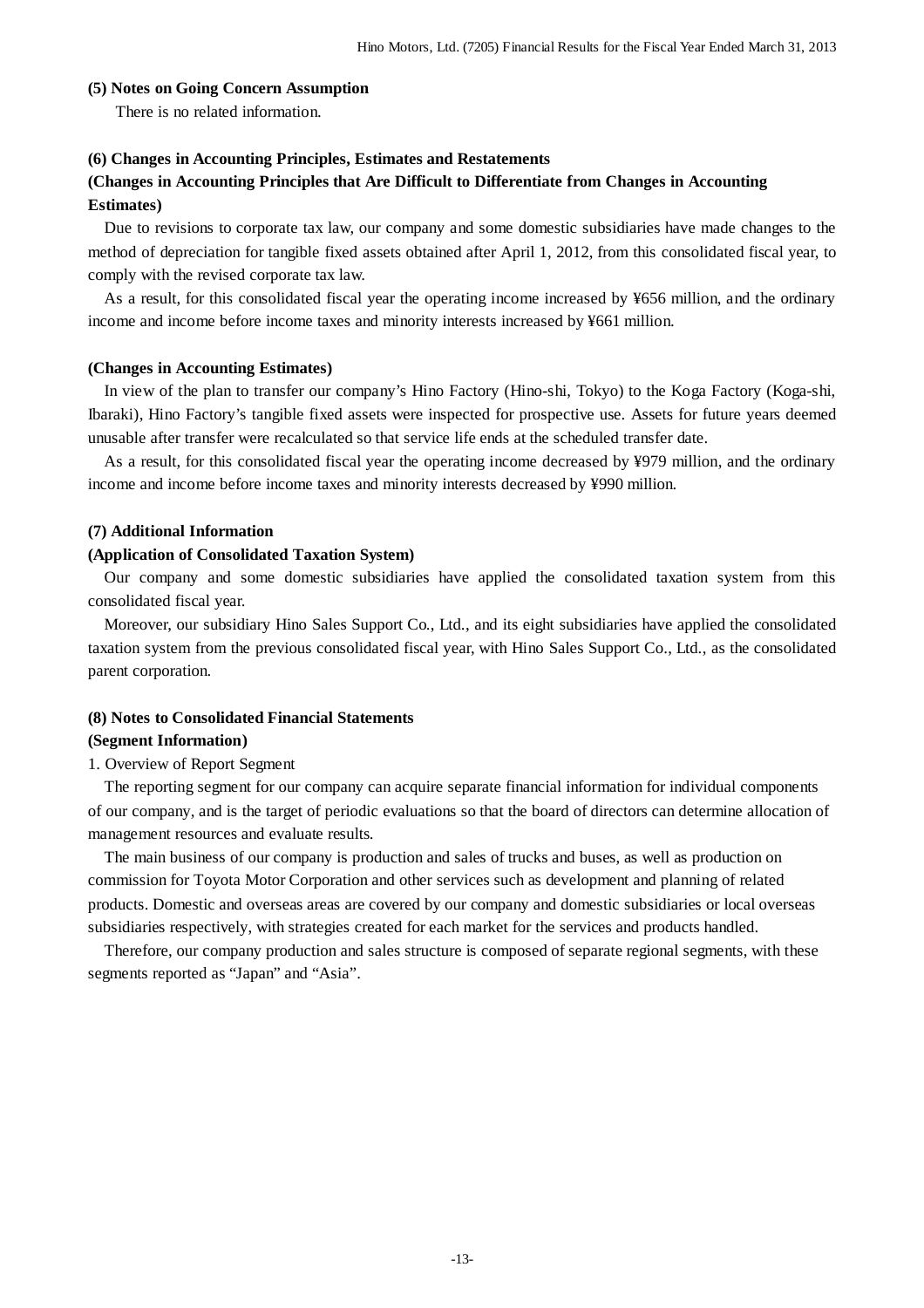**(5) Notes on Going Concern Assumption**

There is no related information.

**(6) Changes in Accounting Principles, Estimates and Restatements**

**(Changes in Accounting Principles that Are Difficult to Differentiate from Changes in Accounting Estimates)**

Due to revisions to corporate tax law, our company and some domestic subsidiaries have made changes to the method of depreciation for tangible fixed assets obtained after April 1, 2012, from this consolidated fiscal year, to comply with the revised corporate tax law.

As a result, for this consolidated fiscal year the operating income increased by ¥656 million, and the ordinary income and income before income taxes and minority interests increased by ¥661 million.

**(Changes in Accounting Estimates)**

In view of the plan to transfer our company's Hino Factory (Hino-shi, Tokyo) to the Koga Factory (Koga-shi, Ibaraki), Hino Factory's tangible fixed assets were inspected for prospective use. Assets for future years deemed unusable after transfer were recalculated so that service life ends at the scheduled transfer date.

As a result, for this consolidated fiscal year the operating income decreased by ¥979 million, and the ordinary income and income before income taxes and minority interests decreased by ¥990 million.

**(7) Additional Information**

**(Application of Consolidated Taxation System)**

Our company and some domestic subsidiaries have applied the consolidated taxation system from this consolidated fiscal year.

Moreover, our subsidiary Hino Sales Support Co., Ltd., and its eight subsidiaries have applied the consolidated taxation system from the previous consolidated fiscal year, with Hino Sales Support Co., Ltd., as the consolidated parent corporation.

**(8) Notes to Consolidated Financial Statements**

**(Segment Information)**

1. Overview of Report Segment

The reporting segment for our company can acquire separate financial information for individual components of our company, and is the target of periodic evaluations so that the board of directors can determine allocation of management resources and evaluate results.

The main business of our company is production and sales of trucks and buses, as well as production on commission for Toyota Motor Corporation and other services such as development and planning of related products. Domestic and overseas areas are covered by our company and domestic subsidiaries or local overseas subsidiaries respectively, with strategies created for each market for the services and products handled.

Therefore, our company production and sales structure is composed of separate regional segments, with these segments reported as "Japan" and "Asia".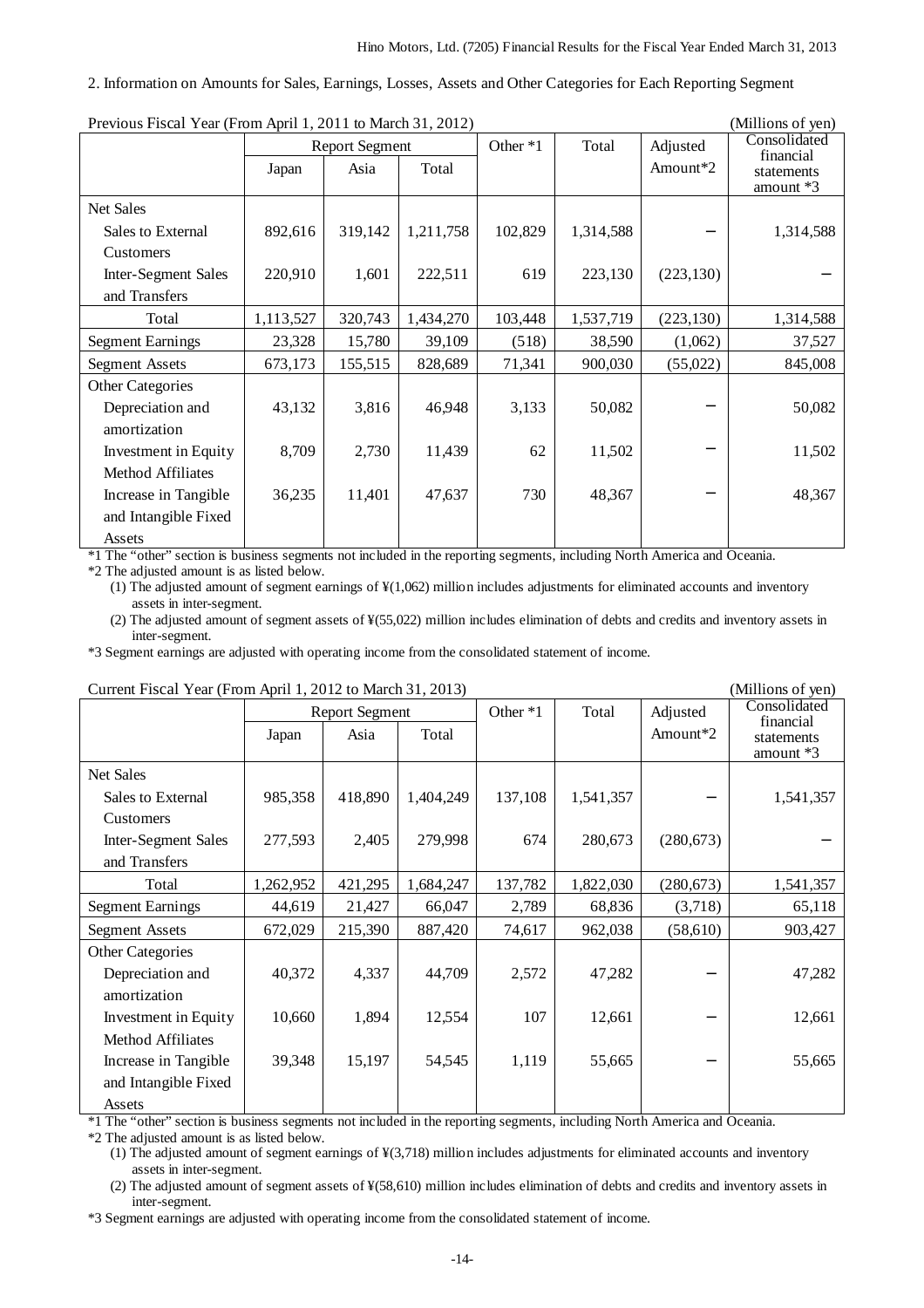## 2. Information on Amounts for Sales, Earnings, Losses, Assets and Other Categories for Each Reporting Segment

Previous Fiscal Year (From April 1, 2011 to March 31, 2012) (Millions of yen)

| | Report Segment | | | Other *1 | Total | Adjusted Amount*2 | Consolidated financial statements amount *3 |
|---|---|---|---|---|---|---|---|
| | Japan | Asia | Total | | | | |
| Net Sales | | | | | | | |
| Sales to External Customers | 892,616 | 319,142 | 1,211,758 | 102,829 | 1,314,588 | – | 1,314,588 |
| Inter-Segment Sales and Transfers | 220,910 | 1,601 | 222,511 | 619 | 223,130 | (223,130) | – |
| Total | 1,113,527 | 320,743 | 1,434,270 | 103,448 | 1,537,719 | (223,130) | 1,314,588 |
| Segment Earnings | 23,328 | 15,780 | 39,109 | (518) | 38,590 | (1,062) | 37,527 |
| Segment Assets | 673,173 | 155,515 | 828,689 | 71,341 | 900,030 | (55,022) | 845,008 |
| Other Categories | | | | | | | |
| Depreciation and amortization | 43,132 | 3,816 | 46,948 | 3,133 | 50,082 | – | 50,082 |
| Investment in Equity Method Affiliates | 8,709 | 2,730 | 11,439 | 62 | 11,502 | – | 11,502 |
| Increase in Tangible and Intangible Fixed Assets | 36,235 | 11,401 | 47,637 | 730 | 48,367 | – | 48,367 |

*1 The "other" section is business segments not included in the reporting segments, including North America and Oceania.

*2 The adjusted amount is as listed below.

(1) The adjusted amount of segment earnings of ¥(1,062) million includes adjustments for eliminated accounts and inventory assets in inter-segment.

(2) The adjusted amount of segment assets of ¥(55,022) million includes elimination of debts and credits and inventory assets in inter-segment.

*3 Segment earnings are adjusted with operating income from the consolidated statement of income.

Current Fiscal Year (From April 1, 2012 to March 31, 2013) (Millions of yen)

| | Report Segment | | | Other *1 | Total | Adjusted Amount*2 | Consolidated financial statements amount *3 |
|---|---|---|---|---|---|---|---|
| | Japan | Asia | Total | | | | |
| Net Sales | | | | | | | |
| Sales to External Customers | 985,358 | 418,890 | 1,404,249 | 137,108 | 1,541,357 | – | 1,541,357 |
| Inter-Segment Sales and Transfers | 277,593 | 2,405 | 279,998 | 674 | 280,673 | (280,673) | – |
| Total | 1,262,952 | 421,295 | 1,684,247 | 137,782 | 1,822,030 | (280,673) | 1,541,357 |
| Segment Earnings | 44,619 | 21,427 | 66,047 | 2,789 | 68,836 | (3,718) | 65,118 |
| Segment Assets | 672,029 | 215,390 | 887,420 | 74,617 | 962,038 | (58,610) | 903,427 |
| Other Categories | | | | | | | |
| Depreciation and amortization | 40,372 | 4,337 | 44,709 | 2,572 | 47,282 | – | 47,282 |
| Investment in Equity Method Affiliates | 10,660 | 1,894 | 12,554 | 107 | 12,661 | – | 12,661 |
| Increase in Tangible and Intangible Fixed Assets | 39,348 | 15,197 | 54,545 | 1,119 | 55,665 | – | 55,665 |

*1 The "other" section is business segments not included in the reporting segments, including North America and Oceania.

*2 The adjusted amount is as listed below.

(1) The adjusted amount of segment earnings of ¥(3,718) million includes adjustments for eliminated accounts and inventory assets in inter-segment.

(2) The adjusted amount of segment assets of ¥(58,610) million includes elimination of debts and credits and inventory assets in inter-segment.

*3 Segment earnings are adjusted with operating income from the consolidated statement of income.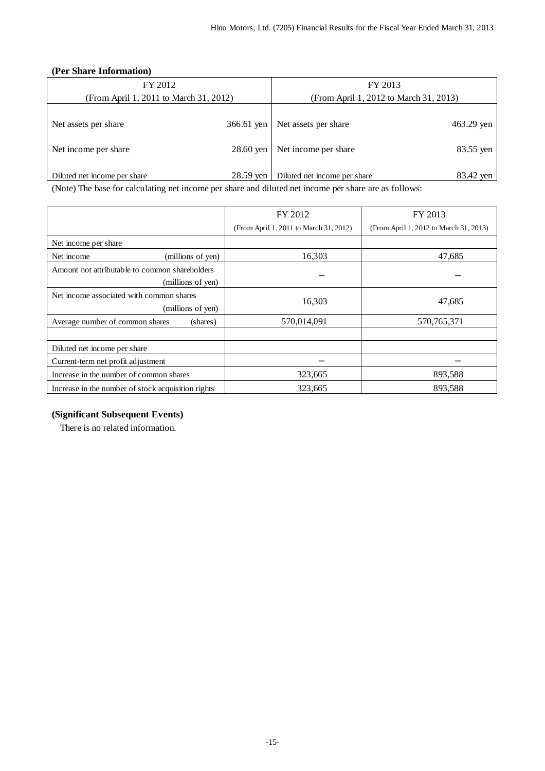**(Per Share Information)**

| FY 2012<br>(From April 1, 2011 to March 31, 2012) | | FY 2013<br>(From April 1, 2012 to March 31, 2013) | |
|---|---|---|---|
| Net assets per share | 366.61 yen | Net assets per share | 463.29 yen |
| Net income per share | 28.60 yen | Net income per share | 83.55 yen |
| Diluted net income per share | 28.59 yen | Diluted net income per share | 83.42 yen |

(Note) The base for calculating net income per share and diluted net income per share are as follows:

| | FY 2012<br>(From April 1, 2011 to March 31, 2012) | FY 2013<br>(From April 1, 2012 to March 31, 2013) |
|---|---|---|
| Net income per share | | |
| Net income (millions of yen) | 16,303 | 47,685 |
| Amount not attributable to common shareholders (millions of yen) | – | – |
| Net income associated with common shares (millions of yen) | 16,303 | 47,685 |
| Average number of common shares (shares) | 570,014,091 | 570,765,371 |
| | | |
| Diluted net income per share | | |
| Current-term net profit adjustment | – | – |
| Increase in the number of common shares | 323,665 | 893,588 |
| Increase in the number of stock acquisition rights | 323,665 | 893,588 |

**(Significant Subsequent Events)**

There is no related information.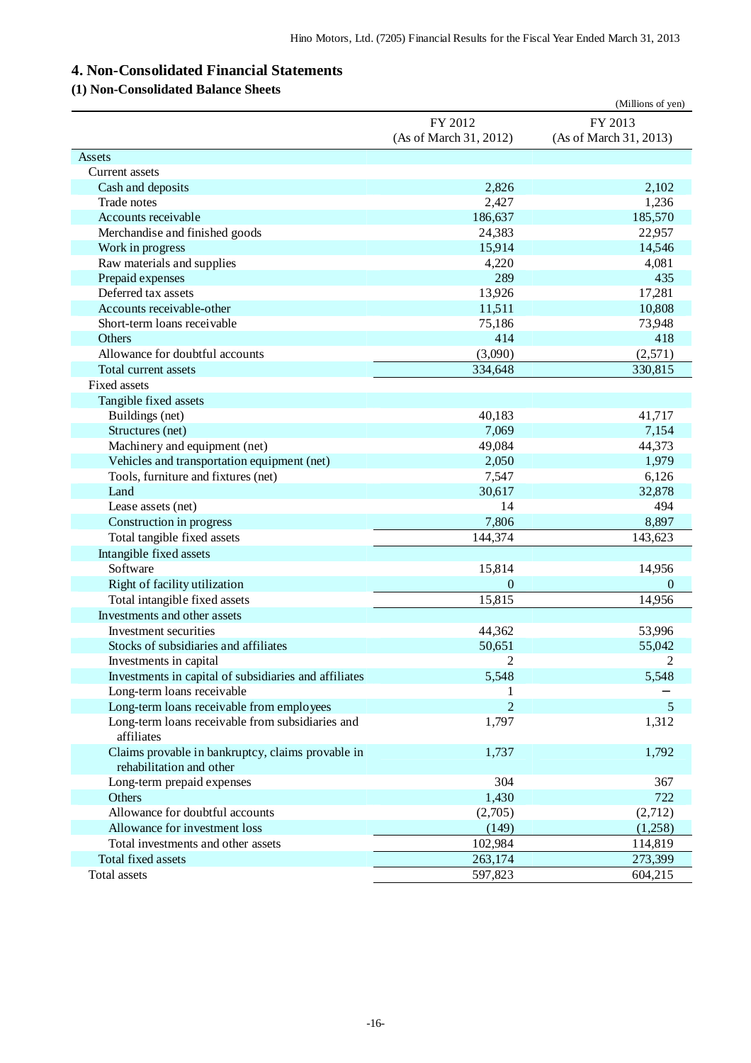## 4. Non-Consolidated Financial Statements

### (1) Non-Consolidated Balance Sheets

(Millions of yen)

| | FY 2012 (As of March 31, 2012) | FY 2013 (As of March 31, 2013) |
|---|---|---|
| Assets | | |
| Current assets | | |
| Cash and deposits | 2,826 | 2,102 |
| Trade notes | 2,427 | 1,236 |
| Accounts receivable | 186,637 | 185,570 |
| Merchandise and finished goods | 24,383 | 22,957 |
| Work in progress | 15,914 | 14,546 |
| Raw materials and supplies | 4,220 | 4,081 |
| Prepaid expenses | 289 | 435 |
| Deferred tax assets | 13,926 | 17,281 |
| Accounts receivable-other | 11,511 | 10,808 |
| Short-term loans receivable | 75,186 | 73,948 |
| Others | 414 | 418 |
| Allowance for doubtful accounts | (3,090) | (2,571) |
| Total current assets | 334,648 | 330,815 |
| Fixed assets | | |
| Tangible fixed assets | | |
| Buildings (net) | 40,183 | 41,717 |
| Structures (net) | 7,069 | 7,154 |
| Machinery and equipment (net) | 49,084 | 44,373 |
| Vehicles and transportation equipment (net) | 2,050 | 1,979 |
| Tools, furniture and fixtures (net) | 7,547 | 6,126 |
| Land | 30,617 | 32,878 |
| Lease assets (net) | 14 | 494 |
| Construction in progress | 7,806 | 8,897 |
| Total tangible fixed assets | 144,374 | 143,623 |
| Intangible fixed assets | | |
| Software | 15,814 | 14,956 |
| Right of facility utilization | 0 | 0 |
| Total intangible fixed assets | 15,815 | 14,956 |
| Investments and other assets | | |
| Investment securities | 44,362 | 53,996 |
| Stocks of subsidiaries and affiliates | 50,651 | 55,042 |
| Investments in capital | 2 | 2 |
| Investments in capital of subsidiaries and affiliates | 5,548 | 5,548 |
| Long-term loans receivable | 1 | − |
| Long-term loans receivable from employees | 2 | 5 |
| Long-term loans receivable from subsidiaries and affiliates | 1,797 | 1,312 |
| Claims provable in bankruptcy, claims provable in rehabilitation and other | 1,737 | 1,792 |
| Long-term prepaid expenses | 304 | 367 |
| Others | 1,430 | 722 |
| Allowance for doubtful accounts | (2,705) | (2,712) |
| Allowance for investment loss | (149) | (1,258) |
| Total investments and other assets | 102,984 | 114,819 |
| Total fixed assets | 263,174 | 273,399 |
| Total assets | 597,823 | 604,215 |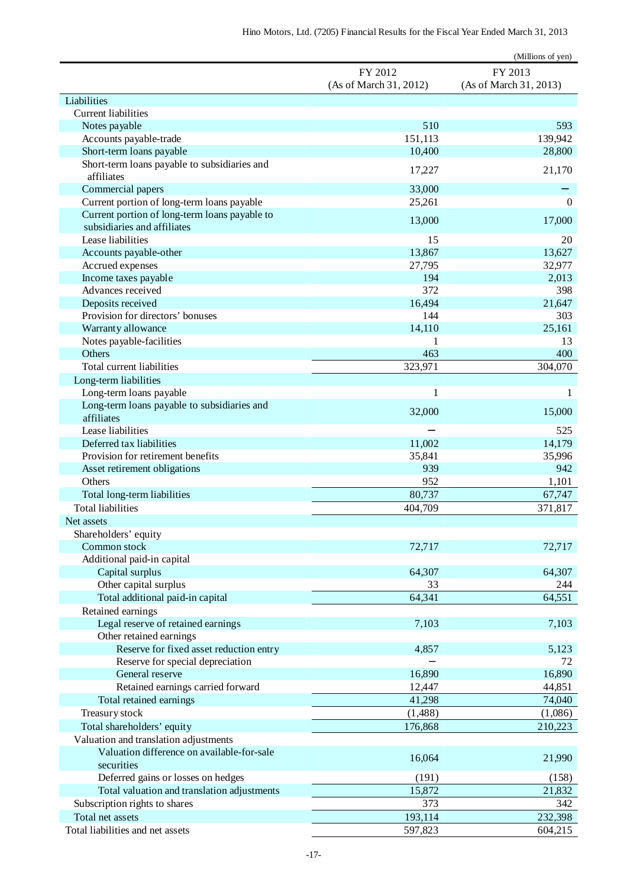(Millions of yen)

| | FY 2012 (As of March 31, 2012) | FY 2013 (As of March 31, 2013) |
|---|---|---|
| Liabilities | | |
| Current liabilities | | |
| Notes payable | 510 | 593 |
| Accounts payable-trade | 151,113 | 139,942 |
| Short-term loans payable | 10,400 | 28,800 |
| Short-term loans payable to subsidiaries and affiliates | 17,227 | 21,170 |
| Commercial papers | 33,000 | － |
| Current portion of long-term loans payable | 25,261 | 0 |
| Current portion of long-term loans payable to subsidiaries and affiliates | 13,000 | 17,000 |
| Lease liabilities | 15 | 20 |
| Accounts payable-other | 13,867 | 13,627 |
| Accrued expenses | 27,795 | 32,977 |
| Income taxes payable | 194 | 2,013 |
| Advances received | 372 | 398 |
| Deposits received | 16,494 | 21,647 |
| Provision for directors' bonuses | 144 | 303 |
| Warranty allowance | 14,110 | 25,161 |
| Notes payable-facilities | 1 | 13 |
| Others | 463 | 400 |
| Total current liabilities | 323,971 | 304,070 |
| Long-term liabilities | | |
| Long-term loans payable | 1 | 1 |
| Long-term loans payable to subsidiaries and affiliates | 32,000 | 15,000 |
| Lease liabilities | － | 525 |
| Deferred tax liabilities | 11,002 | 14,179 |
| Provision for retirement benefits | 35,841 | 35,996 |
| Asset retirement obligations | 939 | 942 |
| Others | 952 | 1,101 |
| Total long-term liabilities | 80,737 | 67,747 |
| Total liabilities | 404,709 | 371,817 |
| Net assets | | |
| Shareholders' equity | | |
| Common stock | 72,717 | 72,717 |
| Additional paid-in capital | | |
| Capital surplus | 64,307 | 64,307 |
| Other capital surplus | 33 | 244 |
| Total additional paid-in capital | 64,341 | 64,551 |
| Retained earnings | | |
| Legal reserve of retained earnings | 7,103 | 7,103 |
| Other retained earnings | | |
| Reserve for fixed asset reduction entry | 4,857 | 5,123 |
| Reserve for special depreciation | － | 72 |
| General reserve | 16,890 | 16,890 |
| Retained earnings carried forward | 12,447 | 44,851 |
| Total retained earnings | 41,298 | 74,040 |
| Treasury stock | (1,488) | (1,086) |
| Total shareholders' equity | 176,868 | 210,223 |
| Valuation and translation adjustments | | |
| Valuation difference on available-for-sale securities | 16,064 | 21,990 |
| Deferred gains or losses on hedges | (191) | (158) |
| Total valuation and translation adjustments | 15,872 | 21,832 |
| Subscription rights to shares | 373 | 342 |
| Total net assets | 193,114 | 232,398 |
| Total liabilities and net assets | 597,823 | 604,215 |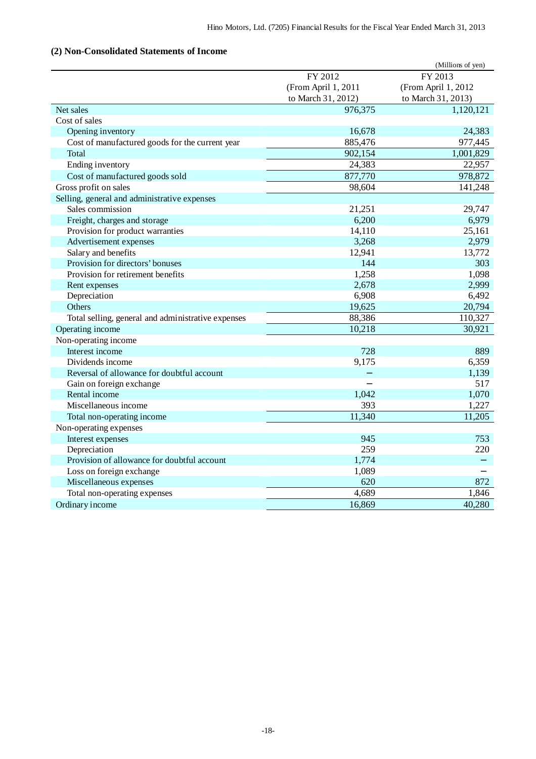## (2) Non-Consolidated Statements of Income

(Millions of yen)

| | FY 2012 (From April 1, 2011 to March 31, 2012) | FY 2013 (From April 1, 2012 to March 31, 2013) |
|---|---|---|
| Net sales | 976,375 | 1,120,121 |
| Cost of sales | | |
| Opening inventory | 16,678 | 24,383 |
| Cost of manufactured goods for the current year | 885,476 | 977,445 |
| Total | 902,154 | 1,001,829 |
| Ending inventory | 24,383 | 22,957 |
| Cost of manufactured goods sold | 877,770 | 978,872 |
| Gross profit on sales | 98,604 | 141,248 |
| Selling, general and administrative expenses | | |
| Sales commission | 21,251 | 29,747 |
| Freight, charges and storage | 6,200 | 6,979 |
| Provision for product warranties | 14,110 | 25,161 |
| Advertisement expenses | 3,268 | 2,979 |
| Salary and benefits | 12,941 | 13,772 |
| Provision for directors' bonuses | 144 | 303 |
| Provision for retirement benefits | 1,258 | 1,098 |
| Rent expenses | 2,678 | 2,999 |
| Depreciation | 6,908 | 6,492 |
| Others | 19,625 | 20,794 |
| Total selling, general and administrative expenses | 88,386 | 110,327 |
| Operating income | 10,218 | 30,921 |
| Non-operating income | | |
| Interest income | 728 | 889 |
| Dividends income | 9,175 | 6,359 |
| Reversal of allowance for doubtful account | − | 1,139 |
| Gain on foreign exchange | − | 517 |
| Rental income | 1,042 | 1,070 |
| Miscellaneous income | 393 | 1,227 |
| Total non-operating income | 11,340 | 11,205 |
| Non-operating expenses | | |
| Interest expenses | 945 | 753 |
| Depreciation | 259 | 220 |
| Provision of allowance for doubtful account | 1,774 | − |
| Loss on foreign exchange | 1,089 | − |
| Miscellaneous expenses | 620 | 872 |
| Total non-operating expenses | 4,689 | 1,846 |
| Ordinary income | 16,869 | 40,280 |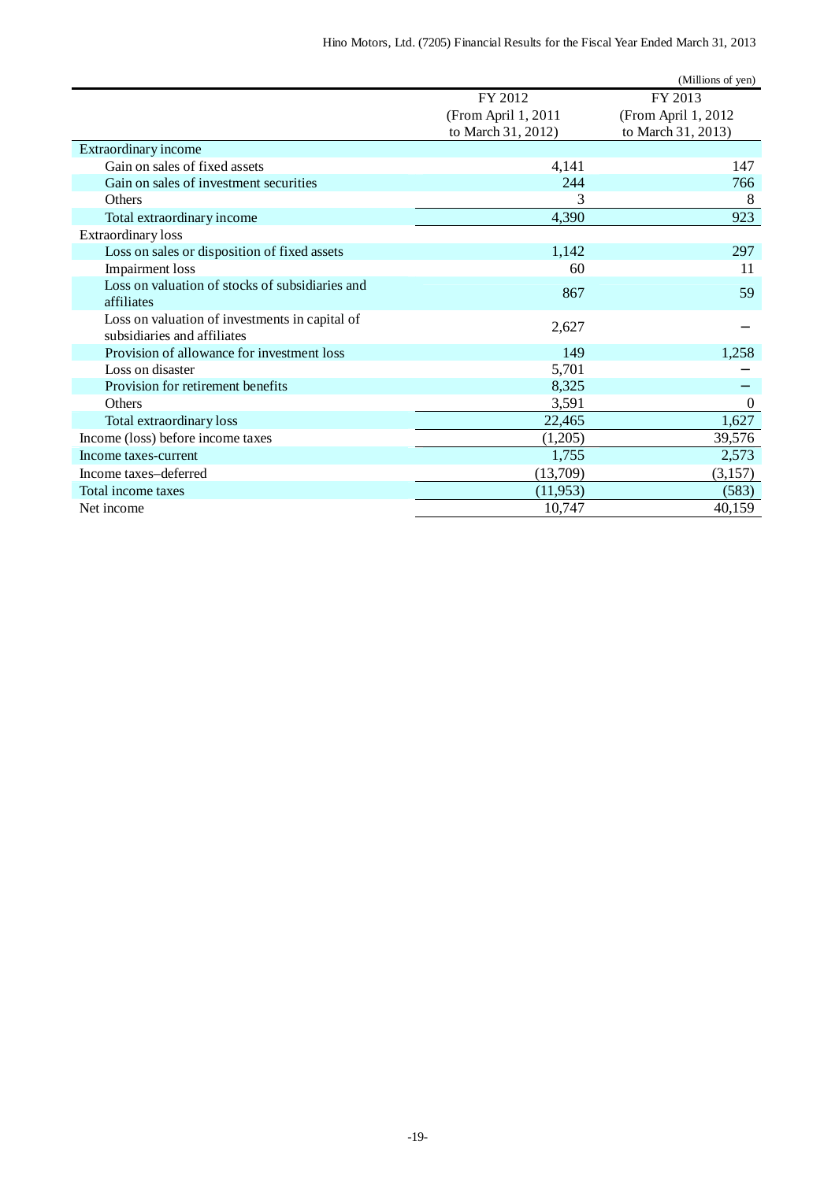(Millions of yen)

| | FY 2012 (From April 1, 2011 to March 31, 2012) | FY 2013 (From April 1, 2012 to March 31, 2013) |
|---|---|---|
| Extraordinary income | | |
| Gain on sales of fixed assets | 4,141 | 147 |
| Gain on sales of investment securities | 244 | 766 |
| Others | 3 | 8 |
| Total extraordinary income | 4,390 | 923 |
| Extraordinary loss | | |
| Loss on sales or disposition of fixed assets | 1,142 | 297 |
| Impairment loss | 60 | 11 |
| Loss on valuation of stocks of subsidiaries and affiliates | 867 | 59 |
| Loss on valuation of investments in capital of subsidiaries and affiliates | 2,627 | − |
| Provision of allowance for investment loss | 149 | 1,258 |
| Loss on disaster | 5,701 | − |
| Provision for retirement benefits | 8,325 | − |
| Others | 3,591 | 0 |
| Total extraordinary loss | 22,465 | 1,627 |
| Income (loss) before income taxes | (1,205) | 39,576 |
| Income taxes-current | 1,755 | 2,573 |
| Income taxes–deferred | (13,709) | (3,157) |
| Total income taxes | (11,953) | (583) |
| Net income | 10,747 | 40,159 |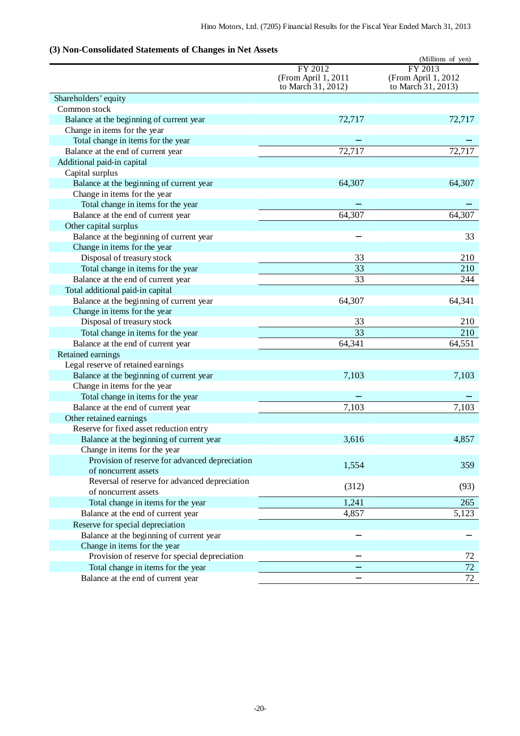### (3) Non-Consolidated Statements of Changes in Net Assets

(Millions of yen)

| | FY 2012 (From April 1, 2011 to March 31, 2012) | FY 2013 (From April 1, 2012 to March 31, 2013) |
|---|---|---|
| Shareholders' equity | | |
| Common stock | | |
| Balance at the beginning of current year | 72,717 | 72,717 |
| Change in items for the year | | |
| Total change in items for the year | − | − |
| Balance at the end of current year | 72,717 | 72,717 |
| Additional paid-in capital | | |
| Capital surplus | | |
| Balance at the beginning of current year | 64,307 | 64,307 |
| Change in items for the year | | |
| Total change in items for the year | − | − |
| Balance at the end of current year | 64,307 | 64,307 |
| Other capital surplus | | |
| Balance at the beginning of current year | − | 33 |
| Change in items for the year | | |
| Disposal of treasury stock | 33 | 210 |
| Total change in items for the year | 33 | 210 |
| Balance at the end of current year | 33 | 244 |
| Total additional paid-in capital | | |
| Balance at the beginning of current year | 64,307 | 64,341 |
| Change in items for the year | | |
| Disposal of treasury stock | 33 | 210 |
| Total change in items for the year | 33 | 210 |
| Balance at the end of current year | 64,341 | 64,551 |
| Retained earnings | | |
| Legal reserve of retained earnings | | |
| Balance at the beginning of current year | 7,103 | 7,103 |
| Change in items for the year | | |
| Total change in items for the year | − | − |
| Balance at the end of current year | 7,103 | 7,103 |
| Other retained earnings | | |
| Reserve for fixed asset reduction entry | | |
| Balance at the beginning of current year | 3,616 | 4,857 |
| Change in items for the year | | |
| Provision of reserve for advanced depreciation of noncurrent assets | 1,554 | 359 |
| Reversal of reserve for advanced depreciation of noncurrent assets | (312) | (93) |
| Total change in items for the year | 1,241 | 265 |
| Balance at the end of current year | 4,857 | 5,123 |
| Reserve for special depreciation | | |
| Balance at the beginning of current year | − | − |
| Change in items for the year | | |
| Provision of reserve for special depreciation | − | 72 |
| Total change in items for the year | − | 72 |
| Balance at the end of current year | − | 72 |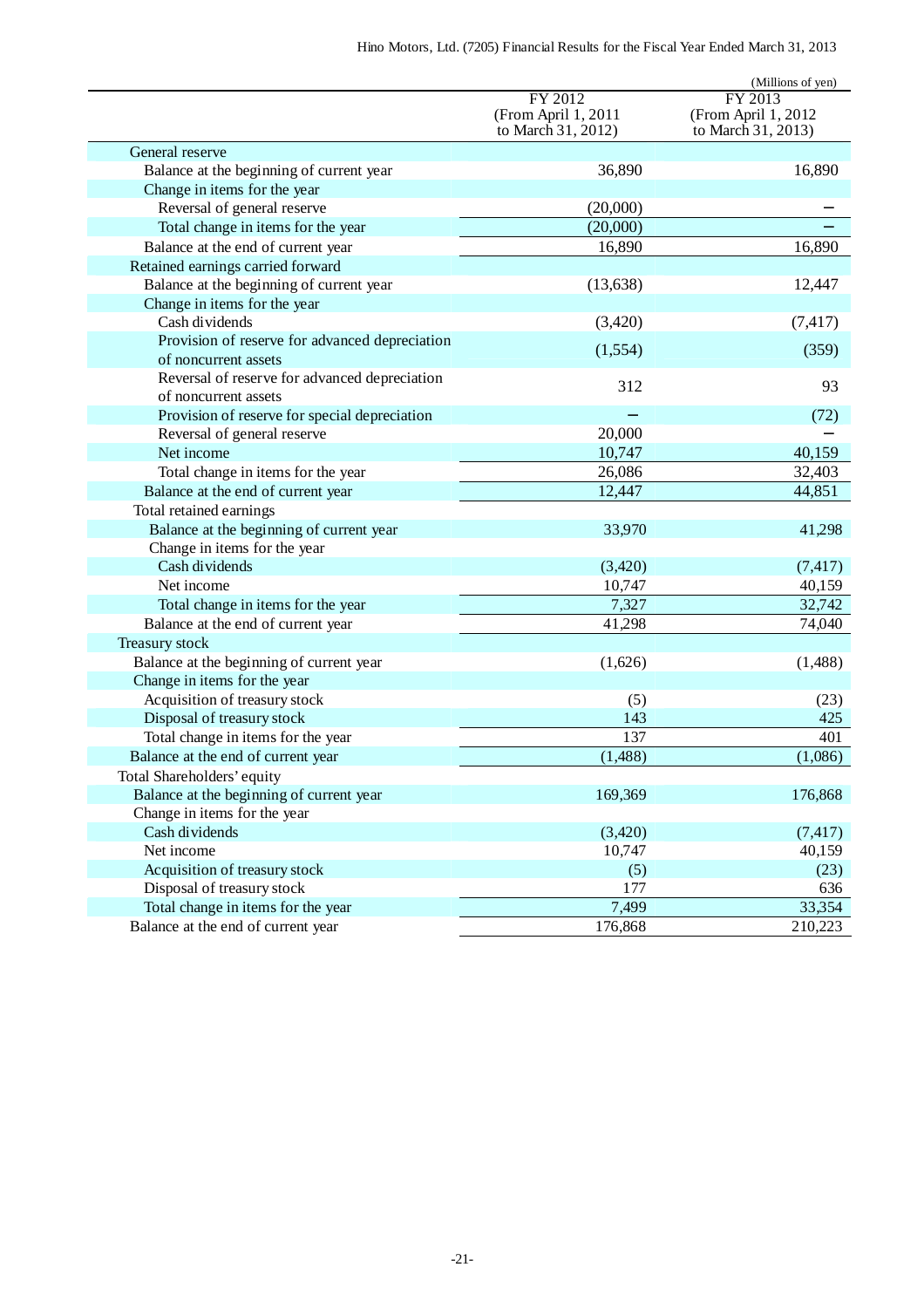(Millions of yen)

| | FY 2012 (From April 1, 2011 to March 31, 2012) | FY 2013 (From April 1, 2012 to March 31, 2013) |
|---|---|---|
| General reserve | | |
| Balance at the beginning of current year | 36,890 | 16,890 |
| Change in items for the year | | |
| Reversal of general reserve | (20,000) | – |
| Total change in items for the year | (20,000) | – |
| Balance at the end of current year | 16,890 | 16,890 |
| Retained earnings carried forward | | |
| Balance at the beginning of current year | (13,638) | 12,447 |
| Change in items for the year | | |
| Cash dividends | (3,420) | (7,417) |
| Provision of reserve for advanced depreciation of noncurrent assets | (1,554) | (359) |
| Reversal of reserve for advanced depreciation of noncurrent assets | 312 | 93 |
| Provision of reserve for special depreciation | – | (72) |
| Reversal of general reserve | 20,000 | – |
| Net income | 10,747 | 40,159 |
| Total change in items for the year | 26,086 | 32,403 |
| Balance at the end of current year | 12,447 | 44,851 |
| Total retained earnings | | |
| Balance at the beginning of current year | 33,970 | 41,298 |
| Change in items for the year | | |
| Cash dividends | (3,420) | (7,417) |
| Net income | 10,747 | 40,159 |
| Total change in items for the year | 7,327 | 32,742 |
| Balance at the end of current year | 41,298 | 74,040 |
| Treasury stock | | |
| Balance at the beginning of current year | (1,626) | (1,488) |
| Change in items for the year | | |
| Acquisition of treasury stock | (5) | (23) |
| Disposal of treasury stock | 143 | 425 |
| Total change in items for the year | 137 | 401 |
| Balance at the end of current year | (1,488) | (1,086) |
| Total Shareholders' equity | | |
| Balance at the beginning of current year | 169,369 | 176,868 |
| Change in items for the year | | |
| Cash dividends | (3,420) | (7,417) |
| Net income | 10,747 | 40,159 |
| Acquisition of treasury stock | (5) | (23) |
| Disposal of treasury stock | 177 | 636 |
| Total change in items for the year | 7,499 | 33,354 |
| Balance at the end of current year | 176,868 | 210,223 |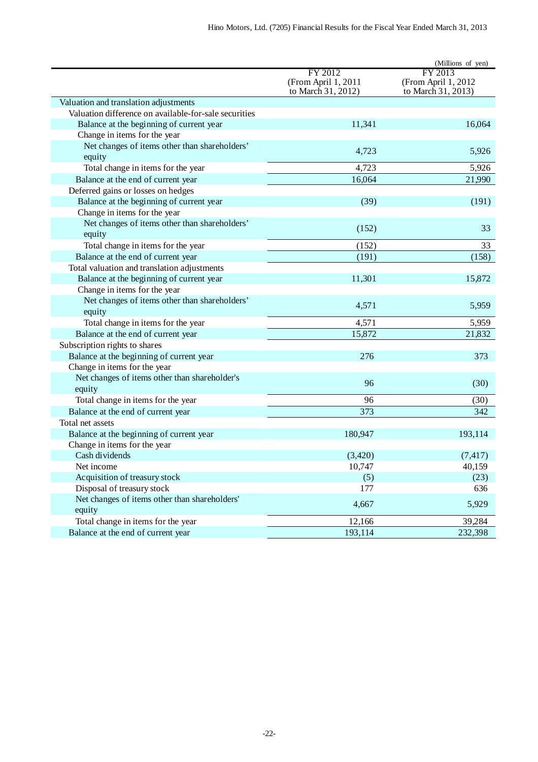(Millions of yen)

| | FY 2012 (From April 1, 2011 to March 31, 2012) | FY 2013 (From April 1, 2012 to March 31, 2013) |
|---|---|---|
| Valuation and translation adjustments | | |
| Valuation difference on available-for-sale securities | | |
| Balance at the beginning of current year | 11,341 | 16,064 |
| Change in items for the year | | |
| Net changes of items other than shareholders' equity | 4,723 | 5,926 |
| Total change in items for the year | 4,723 | 5,926 |
| Balance at the end of current year | 16,064 | 21,990 |
| Deferred gains or losses on hedges | | |
| Balance at the beginning of current year | (39) | (191) |
| Change in items for the year | | |
| Net changes of items other than shareholders' equity | (152) | 33 |
| Total change in items for the year | (152) | 33 |
| Balance at the end of current year | (191) | (158) |
| Total valuation and translation adjustments | | |
| Balance at the beginning of current year | 11,301 | 15,872 |
| Change in items for the year | | |
| Net changes of items other than shareholders' equity | 4,571 | 5,959 |
| Total change in items for the year | 4,571 | 5,959 |
| Balance at the end of current year | 15,872 | 21,832 |
| Subscription rights to shares | | |
| Balance at the beginning of current year | 276 | 373 |
| Change in items for the year | | |
| Net changes of items other than shareholder's equity | 96 | (30) |
| Total change in items for the year | 96 | (30) |
| Balance at the end of current year | 373 | 342 |
| Total net assets | | |
| Balance at the beginning of current year | 180,947 | 193,114 |
| Change in items for the year | | |
| Cash dividends | (3,420) | (7,417) |
| Net income | 10,747 | 40,159 |
| Acquisition of treasury stock | (5) | (23) |
| Disposal of treasury stock | 177 | 636 |
| Net changes of items other than shareholders' equity | 4,667 | 5,929 |
| Total change in items for the year | 12,166 | 39,284 |
| Balance at the end of current year | 193,114 | 232,398 |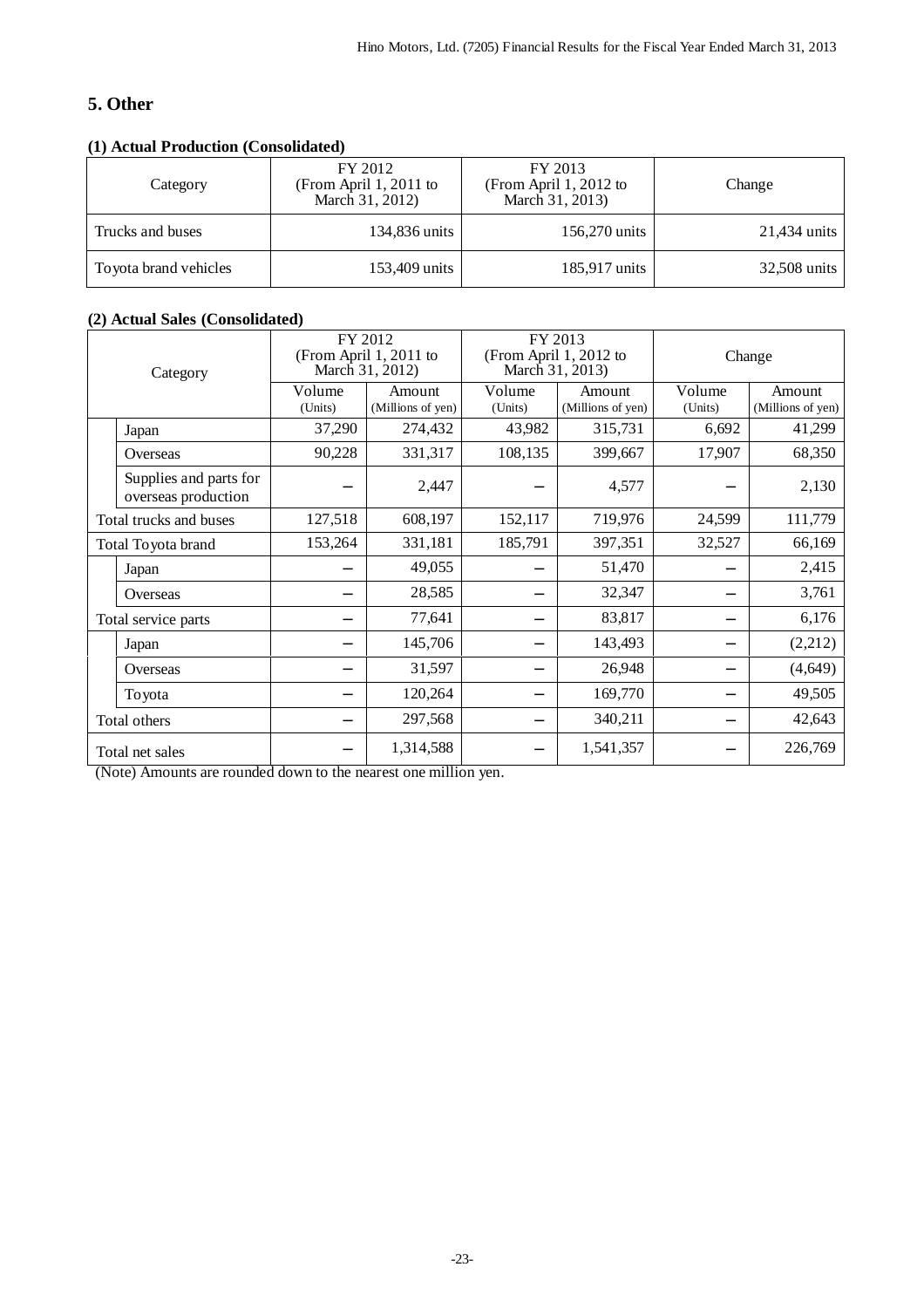## 5. Other

### (1) Actual Production (Consolidated)

| Category | FY 2012 (From April 1, 2011 to March 31, 2012) | FY 2013 (From April 1, 2012 to March 31, 2013) | Change |
|---|---|---|---|
| Trucks and buses | 134,836 units | 156,270 units | 21,434 units |
| Toyota brand vehicles | 153,409 units | 185,917 units | 32,508 units |

### (2) Actual Sales (Consolidated)

| Category | | FY 2012 (From April 1, 2011 to March 31, 2012) | | FY 2013 (From April 1, 2012 to March 31, 2013) | | Change | |
|---|---|---|---|---|---|---|---|
| | | Volume (Units) | Amount (Millions of yen) | Volume (Units) | Amount (Millions of yen) | Volume (Units) | Amount (Millions of yen) |
| | Japan | 37,290 | 274,432 | 43,982 | 315,731 | 6,692 | 41,299 |
| | Overseas | 90,228 | 331,317 | 108,135 | 399,667 | 17,907 | 68,350 |
| | Supplies and parts for overseas production | – | 2,447 | – | 4,577 | – | 2,130 |
| Total trucks and buses | | 127,518 | 608,197 | 152,117 | 719,976 | 24,599 | 111,779 |
| Total Toyota brand | | 153,264 | 331,181 | 185,791 | 397,351 | 32,527 | 66,169 |
| | Japan | – | 49,055 | – | 51,470 | – | 2,415 |
| | Overseas | – | 28,585 | – | 32,347 | – | 3,761 |
| Total service parts | | – | 77,641 | – | 83,817 | – | 6,176 |
| | Japan | – | 145,706 | – | 143,493 | – | (2,212) |
| | Overseas | – | 31,597 | – | 26,948 | – | (4,649) |
| | Toyota | – | 120,264 | – | 169,770 | – | 49,505 |
| Total others | | – | 297,568 | – | 340,211 | – | 42,643 |
| Total net sales | | – | 1,314,588 | – | 1,541,357 | – | 226,769 |

(Note) Amounts are rounded down to the nearest one million yen.